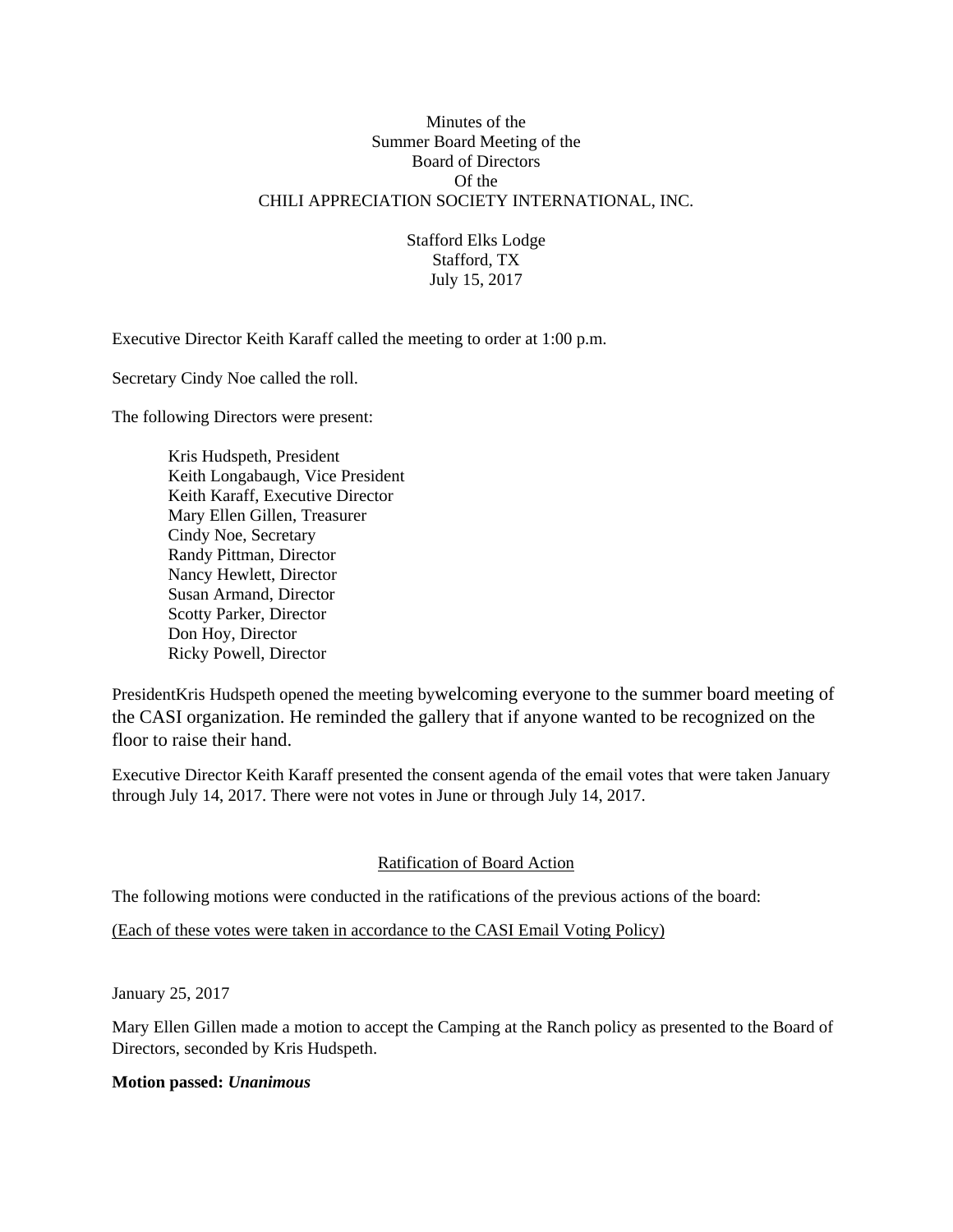Minutes of the
Summer Board Meeting of the
Board of Directors
Of the
CHILI APPRECIATION SOCIETY INTERNATIONAL, INC.

Stafford Elks Lodge
Stafford, TX
July 15, 2017

Executive Director Keith Karaff called the meeting to order at 1:00 p.m.

Secretary Cindy Noe called the roll.

The following Directors were present:

Kris Hudspeth, President
Keith Longabaugh, Vice President
Keith Karaff, Executive Director
Mary Ellen Gillen, Treasurer
Cindy Noe, Secretary
Randy Pittman, Director
Nancy Hewlett, Director
Susan Armand, Director
Scotty Parker, Director
Don Hoy, Director
Ricky Powell, Director

PresidentKris Hudspeth opened the meeting bywelcoming everyone to the summer board meeting of the CASI organization. He reminded the gallery that if anyone wanted to be recognized on the floor to raise their hand.

Executive Director Keith Karaff presented the consent agenda of the email votes that were taken January through July 14, 2017. There were not votes in June or through July 14, 2017.

Ratification of Board Action

The following motions were conducted in the ratifications of the previous actions of the board:

(Each of these votes were taken in accordance to the CASI Email Voting Policy)

January 25, 2017

Mary Ellen Gillen made a motion to accept the Camping at the Ranch policy as presented to the Board of Directors, seconded by Kris Hudspeth.

**Motion passed:** ***Unanimous***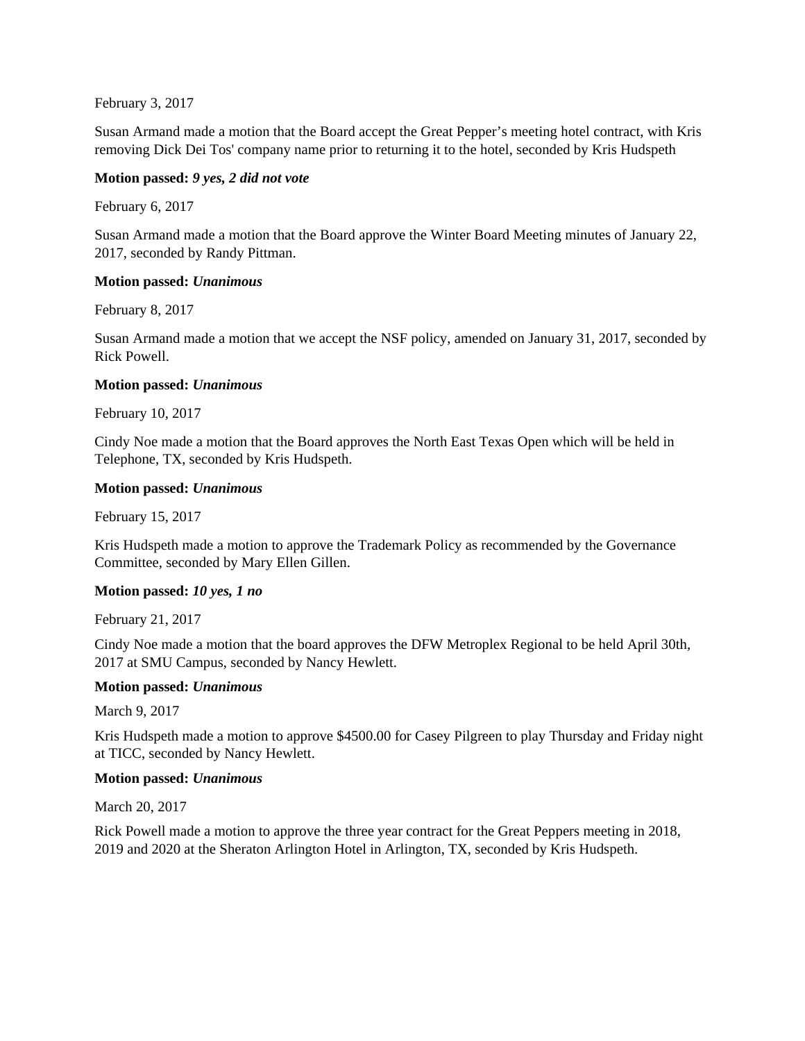February 3, 2017

Susan Armand made a motion that the Board accept the Great Pepper's meeting hotel contract, with Kris removing Dick Dei Tos' company name prior to returning it to the hotel, seconded by Kris Hudspeth

**Motion passed:** ***9 yes, 2 did not vote***

February 6, 2017

Susan Armand made a motion that the Board approve the Winter Board Meeting minutes of January 22, 2017, seconded by Randy Pittman.

**Motion passed:** ***Unanimous***

February 8, 2017

Susan Armand made a motion that we accept the NSF policy, amended on January 31, 2017, seconded by Rick Powell.

**Motion passed:** ***Unanimous***

February 10, 2017

Cindy Noe made a motion that the Board approves the North East Texas Open which will be held in Telephone, TX, seconded by Kris Hudspeth.

**Motion passed:** ***Unanimous***

February 15, 2017

Kris Hudspeth made a motion to approve the Trademark Policy as recommended by the Governance Committee, seconded by Mary Ellen Gillen.

**Motion passed:** ***10 yes, 1 no***

February 21, 2017

Cindy Noe made a motion that the board approves the DFW Metroplex Regional to be held April 30th, 2017 at SMU Campus, seconded by Nancy Hewlett.

**Motion passed:** ***Unanimous***

March 9, 2017

Kris Hudspeth made a motion to approve $4500.00 for Casey Pilgreen to play Thursday and Friday night at TICC, seconded by Nancy Hewlett.

**Motion passed:** ***Unanimous***

March 20, 2017

Rick Powell made a motion to approve the three year contract for the Great Peppers meeting in 2018, 2019 and 2020 at the Sheraton Arlington Hotel in Arlington, TX, seconded by Kris Hudspeth.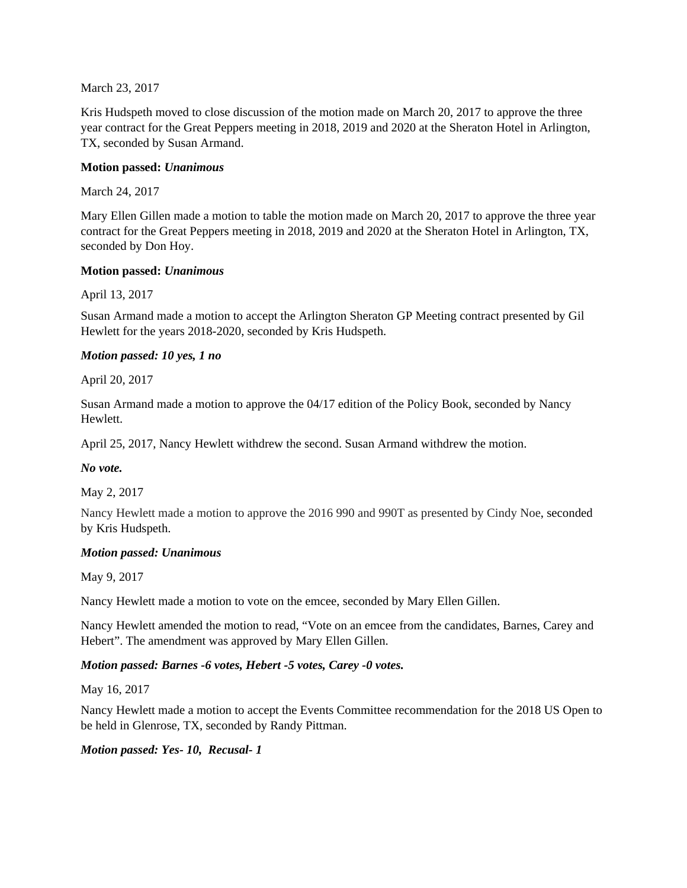March 23, 2017

Kris Hudspeth moved to close discussion of the motion made on March 20, 2017 to approve the three year contract for the Great Peppers meeting in 2018, 2019 and 2020 at the Sheraton Hotel in Arlington, TX, seconded by Susan Armand.

**Motion passed:** ***Unanimous***

March 24, 2017

Mary Ellen Gillen made a motion to table the motion made on March 20, 2017 to approve the three year contract for the Great Peppers meeting in 2018, 2019 and 2020 at the Sheraton Hotel in Arlington, TX, seconded by Don Hoy.

**Motion passed:** ***Unanimous***

April 13, 2017

Susan Armand made a motion to accept the Arlington Sheraton GP Meeting contract presented by Gil Hewlett for the years 2018-2020, seconded by Kris Hudspeth.

***Motion passed: 10 yes, 1 no***

April 20, 2017

Susan Armand made a motion to approve the 04/17 edition of the Policy Book, seconded by Nancy Hewlett.

April 25, 2017, Nancy Hewlett withdrew the second. Susan Armand withdrew the motion.

***No vote.***

May 2, 2017

Nancy Hewlett made a motion to approve the 2016 990 and 990T as presented by Cindy Noe, seconded by Kris Hudspeth.

***Motion passed: Unanimous***

May 9, 2017

Nancy Hewlett made a motion to vote on the emcee, seconded by Mary Ellen Gillen.

Nancy Hewlett amended the motion to read, "Vote on an emcee from the candidates, Barnes, Carey and Hebert". The amendment was approved by Mary Ellen Gillen.

***Motion passed: Barnes -6 votes, Hebert -5 votes, Carey -0 votes.***

May 16, 2017

Nancy Hewlett made a motion to accept the Events Committee recommendation for the 2018 US Open to be held in Glenrose, TX, seconded by Randy Pittman.

***Motion passed: Yes- 10, Recusal- 1***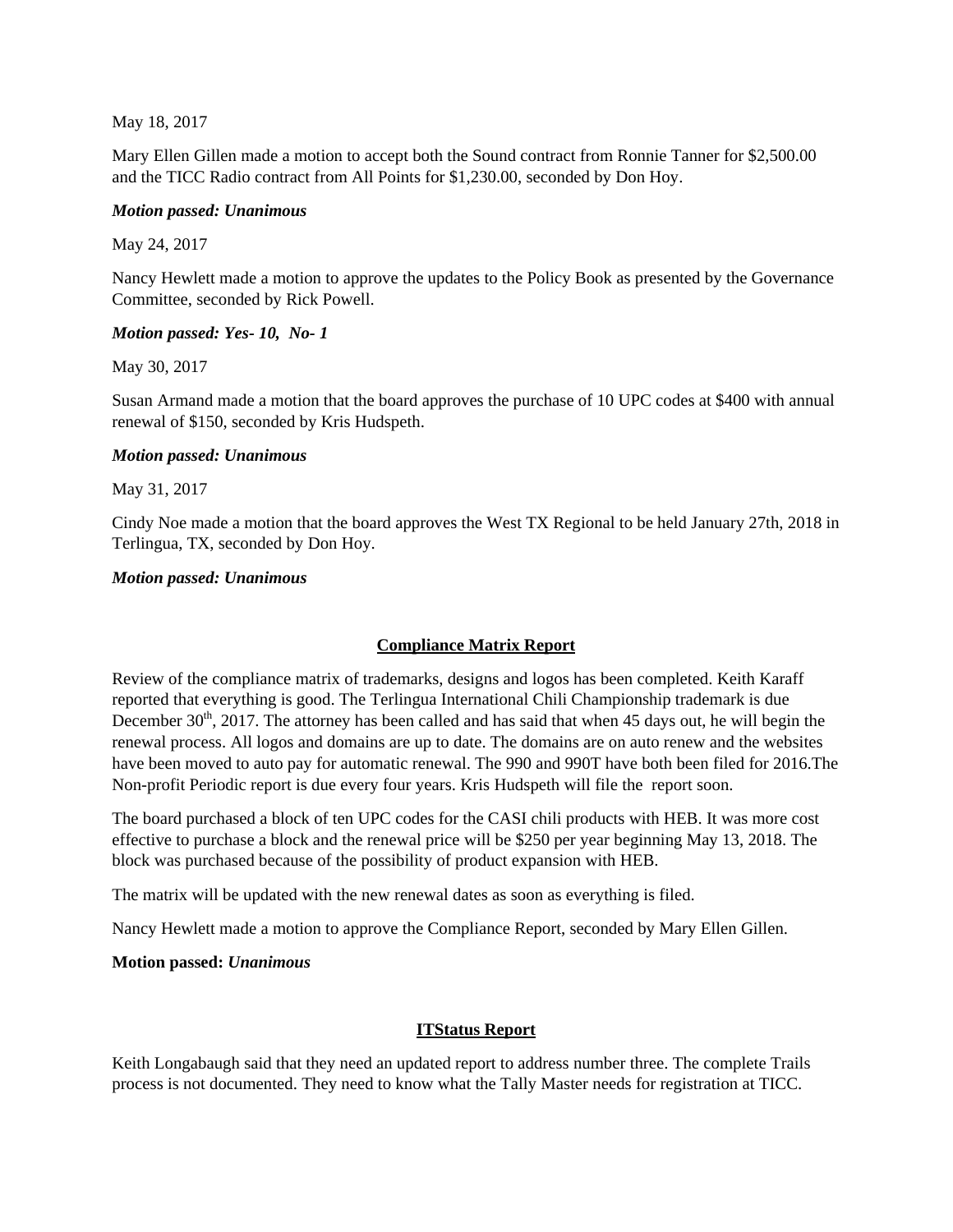May 18, 2017

Mary Ellen Gillen made a motion to accept both the Sound contract from Ronnie Tanner for $2,500.00 and the TICC Radio contract from All Points for $1,230.00, seconded by Don Hoy.

***Motion passed: Unanimous***

May 24, 2017

Nancy Hewlett made a motion to approve the updates to the Policy Book as presented by the Governance Committee, seconded by Rick Powell.

***Motion passed: Yes- 10, No- 1***

May 30, 2017

Susan Armand made a motion that the board approves the purchase of 10 UPC codes at $400 with annual renewal of $150, seconded by Kris Hudspeth.

***Motion passed: Unanimous***

May 31, 2017

Cindy Noe made a motion that the board approves the West TX Regional to be held January 27th, 2018 in Terlingua, TX, seconded by Don Hoy.

***Motion passed: Unanimous***

## <u>Compliance Matrix Report</u>

Review of the compliance matrix of trademarks, designs and logos has been completed. Keith Karaff reported that everything is good. The Terlingua International Chili Championship trademark is due December 30th, 2017. The attorney has been called and has said that when 45 days out, he will begin the renewal process. All logos and domains are up to date. The domains are on auto renew and the websites have been moved to auto pay for automatic renewal. The 990 and 990T have both been filed for 2016.The Non-profit Periodic report is due every four years. Kris Hudspeth will file the report soon.

The board purchased a block of ten UPC codes for the CASI chili products with HEB. It was more cost effective to purchase a block and the renewal price will be $250 per year beginning May 13, 2018. The block was purchased because of the possibility of product expansion with HEB.

The matrix will be updated with the new renewal dates as soon as everything is filed.

Nancy Hewlett made a motion to approve the Compliance Report, seconded by Mary Ellen Gillen.

**Motion passed:** ***Unanimous***

## <u>ITStatus Report</u>

Keith Longabaugh said that they need an updated report to address number three. The complete Trails process is not documented. They need to know what the Tally Master needs for registration at TICC.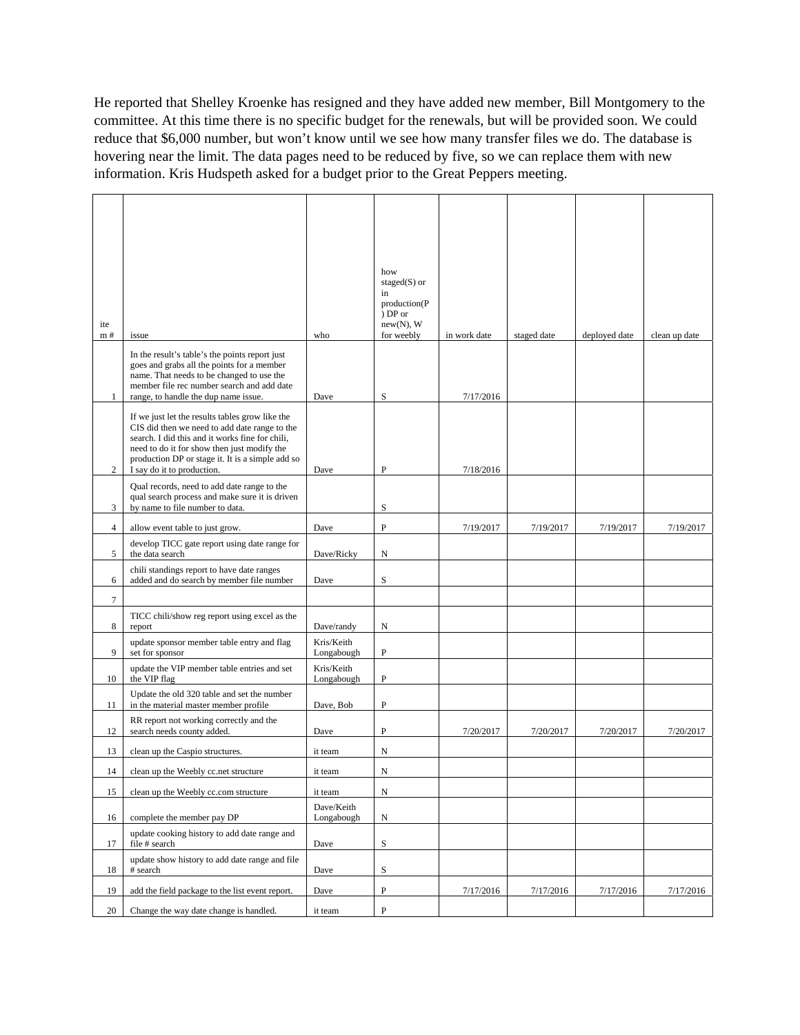He reported that Shelley Kroenke has resigned and they have added new member, Bill Montgomery to the committee. At this time there is no specific budget for the renewals, but will be provided soon. We could reduce that $6,000 number, but won't know until we see how many transfer files we do. The database is hovering near the limit. The data pages need to be reduced by five, so we can replace them with new information. Kris Hudspeth asked for a budget prior to the Great Peppers meeting.

| item # | issue | who | how staged(S) or in production(P) DP or new(N), W for weebly | in work date | staged date | deployed date | clean up date |
|---|---|---|---|---|---|---|---|
| 1 | In the result's table's the points report just goes and grabs all the points for a member name. That needs to be changed to use the member file rec number search and add date range, to handle the dup name issue. | Dave | S | 7/17/2016 | | | |
| 2 | If we just let the results tables grow like the CIS did then we need to add date range to the search. I did this and it works fine for chili, need to do it for show then just modify the production DP or stage it. It is a simple add so I say do it to production. | Dave | P | 7/18/2016 | | | |
| 3 | Qual records, need to add date range to the qual search process and make sure it is driven by name to file number to data. | | S | | | | |
| 4 | allow event table to just grow. | Dave | P | 7/19/2017 | 7/19/2017 | 7/19/2017 | 7/19/2017 |
| 5 | develop TICC gate report using date range for the data search | Dave/Ricky | N | | | | |
| 6 | chili standings report to have date ranges added and do search by member file number | Dave | S | | | | |
| 7 | | | | | | | |
| 8 | TICC chili/show reg report using excel as the report | Dave/randy | N | | | | |
| 9 | update sponsor member table entry and flag set for sponsor | Kris/Keith Longabough | P | | | | |
| 10 | update the VIP member table entries and set the VIP flag | Kris/Keith Longabough | P | | | | |
| 11 | Update the old 320 table and set the number in the material master member profile | Dave, Bob | P | | | | |
| 12 | RR report not working correctly and the search needs county added. | Dave | P | 7/20/2017 | 7/20/2017 | 7/20/2017 | 7/20/2017 |
| 13 | clean up the Caspio structures. | it team | N | | | | |
| 14 | clean up the Weebly cc.net structure | it team | N | | | | |
| 15 | clean up the Weebly cc.com structure | it team | N | | | | |
| 16 | complete the member pay DP | Dave/Keith Longabough | N | | | | |
| 17 | update cooking history to add date range and file # search | Dave | S | | | | |
| 18 | update show history to add date range and file # search | Dave | S | | | | |
| 19 | add the field package to the list event report. | Dave | P | 7/17/2016 | 7/17/2016 | 7/17/2016 | 7/17/2016 |
| 20 | Change the way date change is handled. | it team | P | | | | |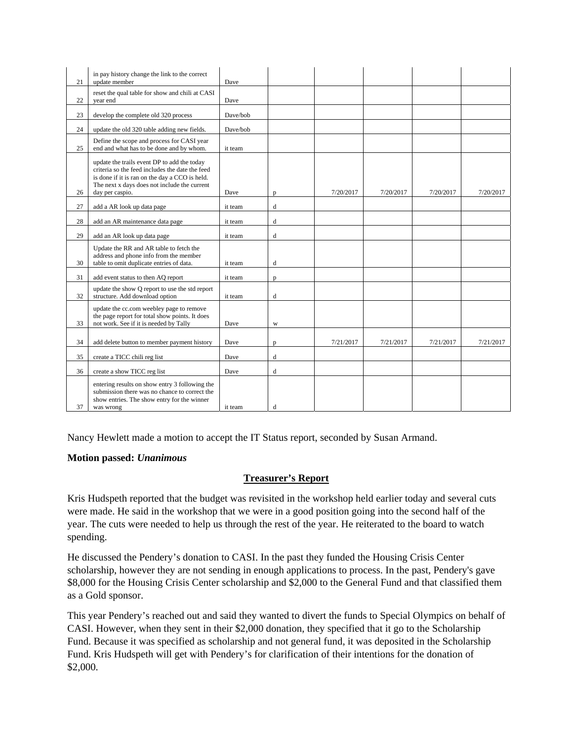| | | | | | | | |
|---|---|---|---|---|---|---|---|
| 21 | in pay history change the link to the correct update member | Dave | | | | | |
| 22 | reset the qual table for show and chili at CASI year end | Dave | | | | | |
| 23 | develop the complete old 320 process | Dave/bob | | | | | |
| 24 | update the old 320 table adding new fields. | Dave/bob | | | | | |
| 25 | Define the scope and process for CASI year end and what has to be done and by whom. | it team | | | | | |
| 26 | update the trails event DP to add the today criteria so the feed includes the date the feed is done if it is ran on the day a CCO is held. The next x days does not include the current day per caspio. | Dave | p | 7/20/2017 | 7/20/2017 | 7/20/2017 | 7/20/2017 |
| 27 | add a AR look up data page | it team | d | | | | |
| 28 | add an AR maintenance data page | it team | d | | | | |
| 29 | add an AR look up data page | it team | d | | | | |
| 30 | Update the RR and AR table to fetch the address and phone info from the member table to omit duplicate entries of data. | it team | d | | | | |
| 31 | add event status to then AQ report | it team | p | | | | |
| 32 | update the show Q report to use the std report structure. Add download option | it team | d | | | | |
| 33 | update the cc.com weebley page to remove the page report for total show points. It does not work. See if it is needed by Tally | Dave | w | | | | |
| 34 | add delete button to member payment history | Dave | p | 7/21/2017 | 7/21/2017 | 7/21/2017 | 7/21/2017 |
| 35 | create a TICC chili reg list | Dave | d | | | | |
| 36 | create a show TICC reg list | Dave | d | | | | |
| 37 | entering results on show entry 3 following the submission there was no chance to correct the show entries. The show entry for the winner was wrong | it team | d | | | | |

Nancy Hewlett made a motion to accept the IT Status report, seconded by Susan Armand.

**Motion passed:** ***Unanimous***

## Treasurer's Report

Kris Hudspeth reported that the budget was revisited in the workshop held earlier today and several cuts were made. He said in the workshop that we were in a good position going into the second half of the year. The cuts were needed to help us through the rest of the year. He reiterated to the board to watch spending.

He discussed the Pendery's donation to CASI. In the past they funded the Housing Crisis Center scholarship, however they are not sending in enough applications to process. In the past, Pendery's gave $8,000 for the Housing Crisis Center scholarship and $2,000 to the General Fund and that classified them as a Gold sponsor.

This year Pendery's reached out and said they wanted to divert the funds to Special Olympics on behalf of CASI. However, when they sent in their $2,000 donation, they specified that it go to the Scholarship Fund. Because it was specified as scholarship and not general fund, it was deposited in the Scholarship Fund. Kris Hudspeth will get with Pendery's for clarification of their intentions for the donation of $2,000.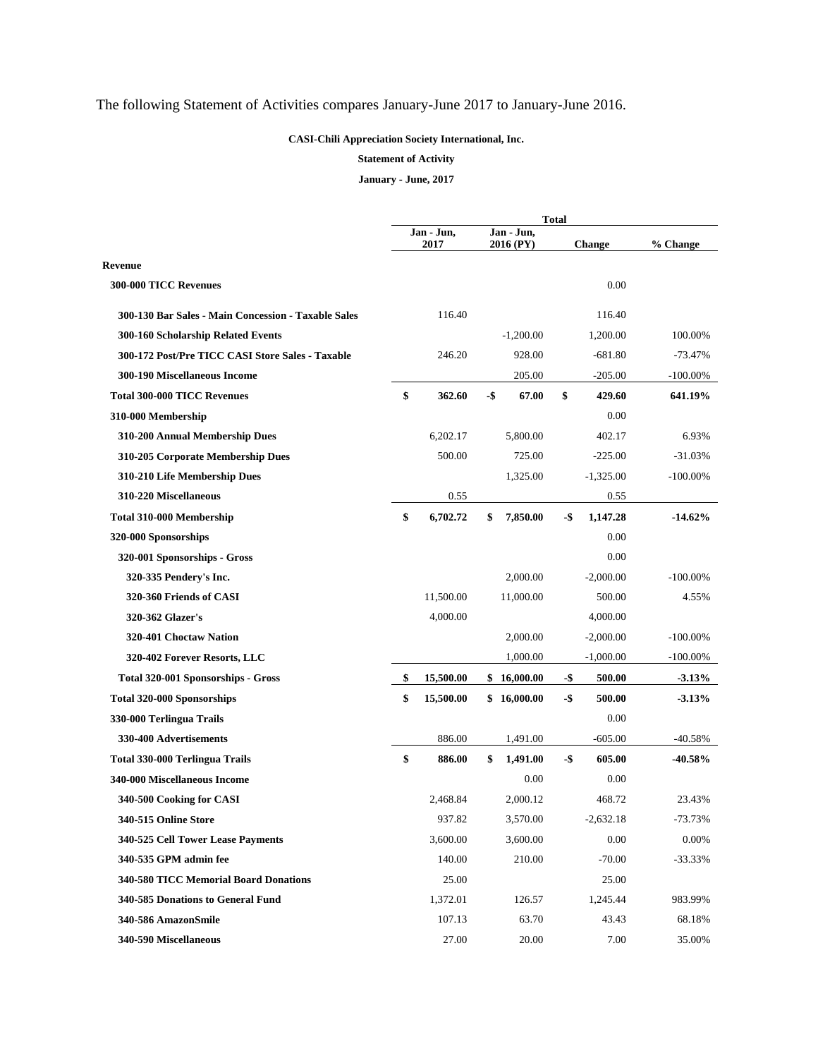The following Statement of Activities compares January-June 2017 to January-June 2016.

**CASI-Chili Appreciation Society International, Inc.**

**Statement of Activity**

**January - June, 2017**

| | Total | | | |
|---|---|---|---|---|
| | Jan - Jun, 2017 | Jan - Jun, 2016 (PY) | Change | % Change |
| **Revenue** | | | | |
| **300-000 TICC Revenues** | | | 0.00 | |
| **300-130 Bar Sales - Main Concession - Taxable Sales** | 116.40 | | 116.40 | |
| **300-160 Scholarship Related Events** | | -1,200.00 | 1,200.00 | 100.00% |
| **300-172 Post/Pre TICC CASI Store Sales - Taxable** | 246.20 | 928.00 | -681.80 | -73.47% |
| **300-190 Miscellaneous Income** | | 205.00 | -205.00 | -100.00% |
| **Total 300-000 TICC Revenues** | **$ 362.60** | **-$ 67.00** | **$ 429.60** | **641.19%** |
| **310-000 Membership** | | | 0.00 | |
| **310-200 Annual Membership Dues** | 6,202.17 | 5,800.00 | 402.17 | 6.93% |
| **310-205 Corporate Membership Dues** | 500.00 | 725.00 | -225.00 | -31.03% |
| **310-210 Life Membership Dues** | | 1,325.00 | -1,325.00 | -100.00% |
| **310-220 Miscellaneous** | 0.55 | | 0.55 | |
| **Total 310-000 Membership** | **$ 6,702.72** | **$ 7,850.00** | **-$ 1,147.28** | **-14.62%** |
| **320-000 Sponsorships** | | | 0.00 | |
| **320-001 Sponsorships - Gross** | | | 0.00 | |
| **320-335 Pendery's Inc.** | | 2,000.00 | -2,000.00 | -100.00% |
| **320-360 Friends of CASI** | 11,500.00 | 11,000.00 | 500.00 | 4.55% |
| **320-362 Glazer's** | 4,000.00 | | 4,000.00 | |
| **320-401 Choctaw Nation** | | 2,000.00 | -2,000.00 | -100.00% |
| **320-402 Forever Resorts, LLC** | | 1,000.00 | -1,000.00 | -100.00% |
| **Total 320-001 Sponsorships - Gross** | **$ 15,500.00** | **$ 16,000.00** | **-$ 500.00** | **-3.13%** |
| **Total 320-000 Sponsorships** | **$ 15,500.00** | **$ 16,000.00** | **-$ 500.00** | **-3.13%** |
| **330-000 Terlingua Trails** | | | 0.00 | |
| **330-400 Advertisements** | 886.00 | 1,491.00 | -605.00 | -40.58% |
| **Total 330-000 Terlingua Trails** | **$ 886.00** | **$ 1,491.00** | **-$ 605.00** | **-40.58%** |
| **340-000 Miscellaneous Income** | | 0.00 | 0.00 | |
| **340-500 Cooking for CASI** | 2,468.84 | 2,000.12 | 468.72 | 23.43% |
| **340-515 Online Store** | 937.82 | 3,570.00 | -2,632.18 | -73.73% |
| **340-525 Cell Tower Lease Payments** | 3,600.00 | 3,600.00 | 0.00 | 0.00% |
| **340-535 GPM admin fee** | 140.00 | 210.00 | -70.00 | -33.33% |
| **340-580 TICC Memorial Board Donations** | 25.00 | | 25.00 | |
| **340-585 Donations to General Fund** | 1,372.01 | 126.57 | 1,245.44 | 983.99% |
| **340-586 AmazonSmile** | 107.13 | 63.70 | 43.43 | 68.18% |
| **340-590 Miscellaneous** | 27.00 | 20.00 | 7.00 | 35.00% |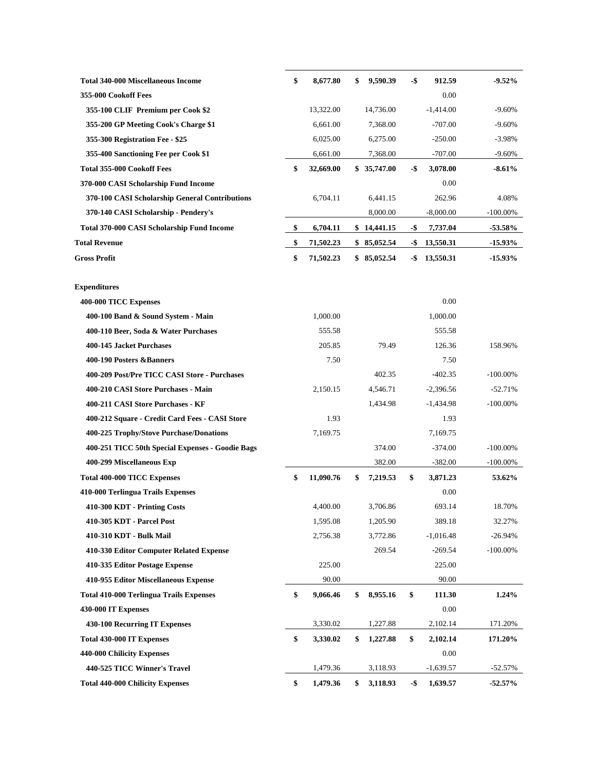| | | | | |
|---|---|---|---|---|
| **Total 340-000 Miscellaneous Income** | **$ 8,677.80** | **$ 9,590.39** | **-$ 912.59** | **-9.52%** |
| **355-000 Cookoff Fees** | | | 0.00 | |
| **355-100 CLIF Premium per Cook $2** | 13,322.00 | 14,736.00 | -1,414.00 | -9.60% |
| **355-200 GP Meeting Cook's Charge $1** | 6,661.00 | 7,368.00 | -707.00 | -9.60% |
| **355-300 Registration Fee - $25** | 6,025.00 | 6,275.00 | -250.00 | -3.98% |
| **355-400 Sanctioning Fee per Cook $1** | 6,661.00 | 7,368.00 | -707.00 | -9.60% |
| **Total 355-000 Cookoff Fees** | **$ 32,669.00** | **$ 35,747.00** | **-$ 3,078.00** | **-8.61%** |
| **370-000 CASI Scholarship Fund Income** | | | 0.00 | |
| **370-100 CASI Scholarship General Contributions** | 6,704.11 | 6,441.15 | 262.96 | 4.08% |
| **370-140 CASI Scholarship - Pendery's** | | 8,000.00 | -8,000.00 | -100.00% |
| **Total 370-000 CASI Scholarship Fund Income** | **$ 6,704.11** | **$ 14,441.15** | **-$ 7,737.04** | **-53.58%** |
| **Total Revenue** | **$ 71,502.23** | **$ 85,052.54** | **-$ 13,550.31** | **-15.93%** |
| **Gross Profit** | **$ 71,502.23** | **$ 85,052.54** | **-$ 13,550.31** | **-15.93%** |
| | | | | |
| **Expenditures** | | | | |
| **400-000 TICC Expenses** | | | 0.00 | |
| **400-100 Band & Sound System - Main** | 1,000.00 | | 1,000.00 | |
| **400-110 Beer, Soda & Water Purchases** | 555.58 | | 555.58 | |
| **400-145 Jacket Purchases** | 205.85 | 79.49 | 126.36 | 158.96% |
| **400-190 Posters &Banners** | 7.50 | | 7.50 | |
| **400-209 Post/Pre TICC CASI Store - Purchases** | | 402.35 | -402.35 | -100.00% |
| **400-210 CASI Store Purchases - Main** | 2,150.15 | 4,546.71 | -2,396.56 | -52.71% |
| **400-211 CASI Store Purchases - KF** | | 1,434.98 | -1,434.98 | -100.00% |
| **400-212 Square - Credit Card Fees - CASI Store** | 1.93 | | 1.93 | |
| **400-225 Trophy/Stove Purchase/Donations** | 7,169.75 | | 7,169.75 | |
| **400-251 TICC 50th Special Expenses - Goodie Bags** | | 374.00 | -374.00 | -100.00% |
| **400-299 Miscellaneous Exp** | | 382.00 | -382.00 | -100.00% |
| **Total 400-000 TICC Expenses** | **$ 11,090.76** | **$ 7,219.53** | **$ 3,871.23** | **53.62%** |
| **410-000 Terlingua Trails Expenses** | | | 0.00 | |
| **410-300 KDT - Printing Costs** | 4,400.00 | 3,706.86 | 693.14 | 18.70% |
| **410-305 KDT - Parcel Post** | 1,595.08 | 1,205.90 | 389.18 | 32.27% |
| **410-310 KDT - Bulk Mail** | 2,756.38 | 3,772.86 | -1,016.48 | -26.94% |
| **410-330 Editor Computer Related Expense** | | 269.54 | -269.54 | -100.00% |
| **410-335 Editor Postage Expense** | 225.00 | | 225.00 | |
| **410-955 Editor Miscellaneous Expense** | 90.00 | | 90.00 | |
| **Total 410-000 Terlingua Trails Expenses** | **$ 9,066.46** | **$ 8,955.16** | **$ 111.30** | **1.24%** |
| **430-000 IT Expenses** | | | 0.00 | |
| **430-100 Recurring IT Expenses** | 3,330.02 | 1,227.88 | 2,102.14 | 171.20% |
| **Total 430-000 IT Expenses** | **$ 3,330.02** | **$ 1,227.88** | **$ 2,102.14** | **171.20%** |
| **440-000 Chilicity Expenses** | | | 0.00 | |
| **440-525 TICC Winner's Travel** | 1,479.36 | 3,118.93 | -1,639.57 | -52.57% |
| **Total 440-000 Chilicity Expenses** | **$ 1,479.36** | **$ 3,118.93** | **-$ 1,639.57** | **-52.57%** |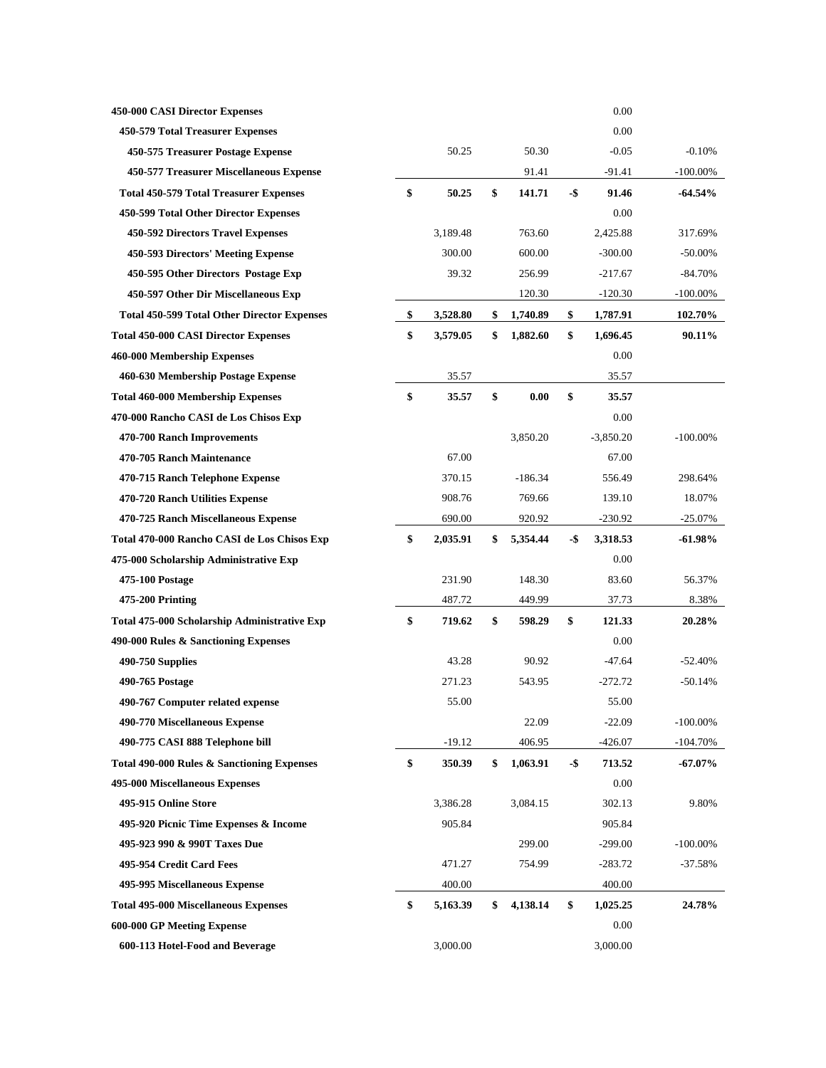| Account | Col 1 | Col 2 | Difference | % Change |
|---|---|---|---|---|
| **450-000 CASI Director Expenses** | | | 0.00 | |
| **450-579 Total Treasurer Expenses** | | | 0.00 | |
| **450-575 Treasurer Postage Expense** | 50.25 | 50.30 | -0.05 | -0.10% |
| **450-577 Treasurer Miscellaneous Expense** | | 91.41 | -91.41 | -100.00% |
| **Total 450-579 Total Treasurer Expenses** | **$ 50.25** | **$ 141.71** | **-$ 91.46** | **-64.54%** |
| **450-599 Total Other Director Expenses** | | | 0.00 | |
| **450-592 Directors Travel Expenses** | 3,189.48 | 763.60 | 2,425.88 | 317.69% |
| **450-593 Directors' Meeting Expense** | 300.00 | 600.00 | -300.00 | -50.00% |
| **450-595 Other Directors Postage Exp** | 39.32 | 256.99 | -217.67 | -84.70% |
| **450-597 Other Dir Miscellaneous Exp** | | 120.30 | -120.30 | -100.00% |
| **Total 450-599 Total Other Director Expenses** | **$ 3,528.80** | **$ 1,740.89** | **$ 1,787.91** | **102.70%** |
| **Total 450-000 CASI Director Expenses** | **$ 3,579.05** | **$ 1,882.60** | **$ 1,696.45** | **90.11%** |
| **460-000 Membership Expenses** | | | 0.00 | |
| **460-630 Membership Postage Expense** | 35.57 | | 35.57 | |
| **Total 460-000 Membership Expenses** | **$ 35.57** | **$ 0.00** | **$ 35.57** | |
| **470-000 Rancho CASI de Los Chisos Exp** | | | 0.00 | |
| **470-700 Ranch Improvements** | | 3,850.20 | -3,850.20 | -100.00% |
| **470-705 Ranch Maintenance** | 67.00 | | 67.00 | |
| **470-715 Ranch Telephone Expense** | 370.15 | -186.34 | 556.49 | 298.64% |
| **470-720 Ranch Utilities Expense** | 908.76 | 769.66 | 139.10 | 18.07% |
| **470-725 Ranch Miscellaneous Expense** | 690.00 | 920.92 | -230.92 | -25.07% |
| **Total 470-000 Rancho CASI de Los Chisos Exp** | **$ 2,035.91** | **$ 5,354.44** | **-$ 3,318.53** | **-61.98%** |
| **475-000 Scholarship Administrative Exp** | | | 0.00 | |
| **475-100 Postage** | 231.90 | 148.30 | 83.60 | 56.37% |
| **475-200 Printing** | 487.72 | 449.99 | 37.73 | 8.38% |
| **Total 475-000 Scholarship Administrative Exp** | **$ 719.62** | **$ 598.29** | **$ 121.33** | **20.28%** |
| **490-000 Rules & Sanctioning Expenses** | | | 0.00 | |
| **490-750 Supplies** | 43.28 | 90.92 | -47.64 | -52.40% |
| **490-765 Postage** | 271.23 | 543.95 | -272.72 | -50.14% |
| **490-767 Computer related expense** | 55.00 | | 55.00 | |
| **490-770 Miscellaneous Expense** | | 22.09 | -22.09 | -100.00% |
| **490-775 CASI 888 Telephone bill** | -19.12 | 406.95 | -426.07 | -104.70% |
| **Total 490-000 Rules & Sanctioning Expenses** | **$ 350.39** | **$ 1,063.91** | **-$ 713.52** | **-67.07%** |
| **495-000 Miscellaneous Expenses** | | | 0.00 | |
| **495-915 Online Store** | 3,386.28 | 3,084.15 | 302.13 | 9.80% |
| **495-920 Picnic Time Expenses & Income** | 905.84 | | 905.84 | |
| **495-923 990 & 990T Taxes Due** | | 299.00 | -299.00 | -100.00% |
| **495-954 Credit Card Fees** | 471.27 | 754.99 | -283.72 | -37.58% |
| **495-995 Miscellaneous Expense** | 400.00 | | 400.00 | |
| **Total 495-000 Miscellaneous Expenses** | **$ 5,163.39** | **$ 4,138.14** | **$ 1,025.25** | **24.78%** |
| **600-000 GP Meeting Expense** | | | 0.00 | |
| **600-113 Hotel-Food and Beverage** | 3,000.00 | | 3,000.00 | |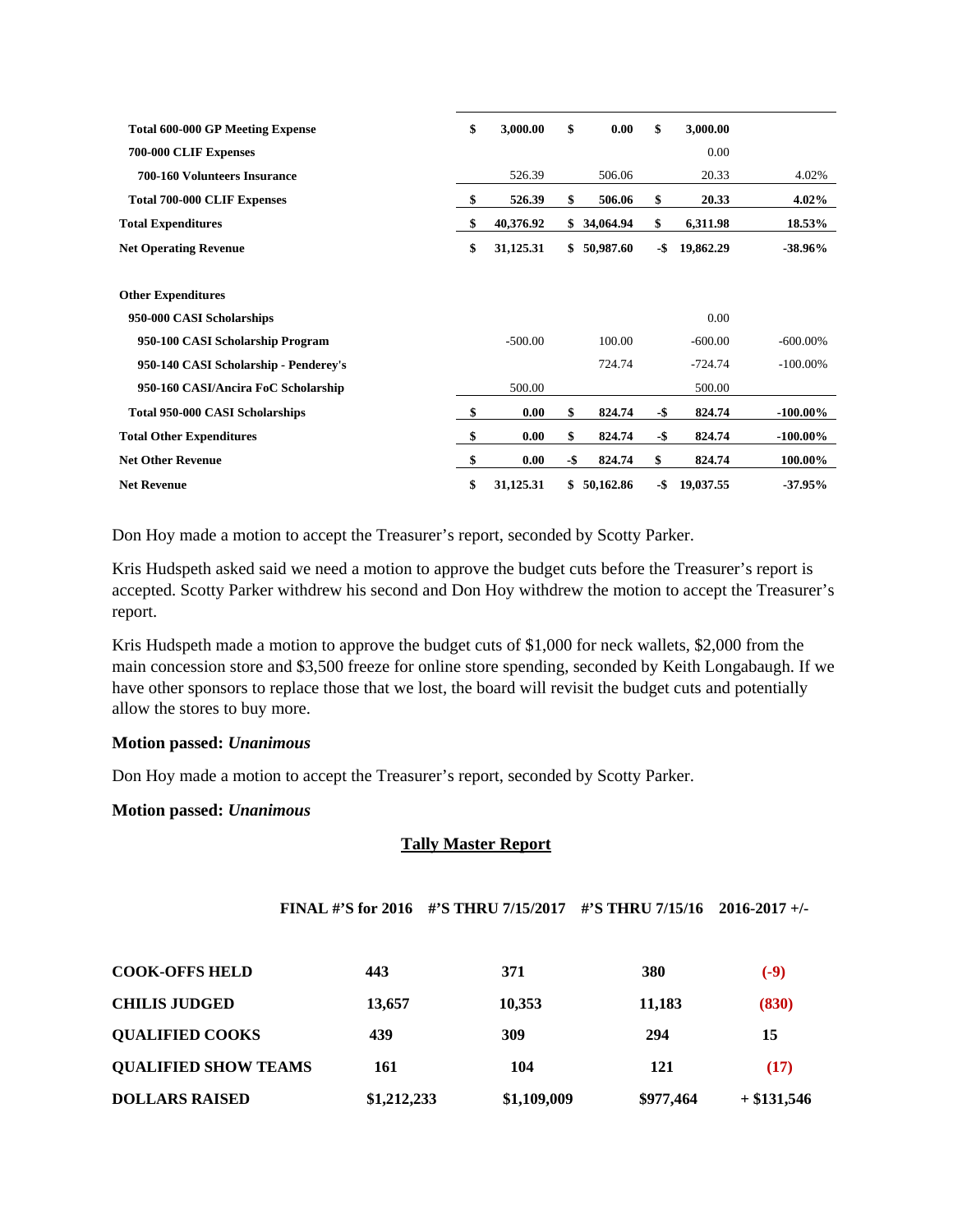| | | | | |
|---|---|---|---|---|
| **Total 600-000 GP Meeting Expense** | **$ 3,000.00** | **$ 0.00** | **$ 3,000.00** | |
| **700-000 CLIF Expenses** | | | 0.00 | |
| **700-160 Volunteers Insurance** | 526.39 | 506.06 | 20.33 | 4.02% |
| **Total 700-000 CLIF Expenses** | **$ 526.39** | **$ 506.06** | **$ 20.33** | **4.02%** |
| **Total Expenditures** | **$ 40,376.92** | **$ 34,064.94** | **$ 6,311.98** | **18.53%** |
| **Net Operating Revenue** | **$ 31,125.31** | **$ 50,987.60** | **-$ 19,862.29** | **-38.96%** |
| | | | | |
| **Other Expenditures** | | | | |
| **950-000 CASI Scholarships** | | | 0.00 | |
| **950-100 CASI Scholarship Program** | -500.00 | 100.00 | -600.00 | -600.00% |
| **950-140 CASI Scholarship - Penderey's** | | 724.74 | -724.74 | -100.00% |
| **950-160 CASI/Ancira FoC Scholarship** | 500.00 | | 500.00 | |
| **Total 950-000 CASI Scholarships** | **$ 0.00** | **$ 824.74** | **-$ 824.74** | **-100.00%** |
| **Total Other Expenditures** | **$ 0.00** | **$ 824.74** | **-$ 824.74** | **-100.00%** |
| **Net Other Revenue** | **$ 0.00** | **-$ 824.74** | **$ 824.74** | **100.00%** |
| **Net Revenue** | **$ 31,125.31** | **$ 50,162.86** | **-$ 19,037.55** | **-37.95%** |

Don Hoy made a motion to accept the Treasurer's report, seconded by Scotty Parker.

Kris Hudspeth asked said we need a motion to approve the budget cuts before the Treasurer's report is accepted. Scotty Parker withdrew his second and Don Hoy withdrew the motion to accept the Treasurer's report.

Kris Hudspeth made a motion to approve the budget cuts of $1,000 for neck wallets, $2,000 from the main concession store and $3,500 freeze for online store spending, seconded by Keith Longabaugh. If we have other sponsors to replace those that we lost, the board will revisit the budget cuts and potentially allow the stores to buy more.

**Motion passed: *Unanimous***

Don Hoy made a motion to accept the Treasurer's report, seconded by Scotty Parker.

**Motion passed: *Unanimous***

## Tally Master Report

| | FINAL #'S for 2016 | #'S THRU 7/15/2017 | #'S THRU 7/15/16 | 2016-2017 +/- |
|---|---|---|---|---|
| **COOK-OFFS HELD** | **443** | **371** | **380** | **(-9)** |
| **CHILIS JUDGED** | **13,657** | **10,353** | **11,183** | **(830)** |
| **QUALIFIED COOKS** | **439** | **309** | **294** | **15** |
| **QUALIFIED SHOW TEAMS** | **161** | **104** | **121** | **(17)** |
| **DOLLARS RAISED** | **$1,212,233** | **$1,109,009** | **$977,464** | **+ $131,546** |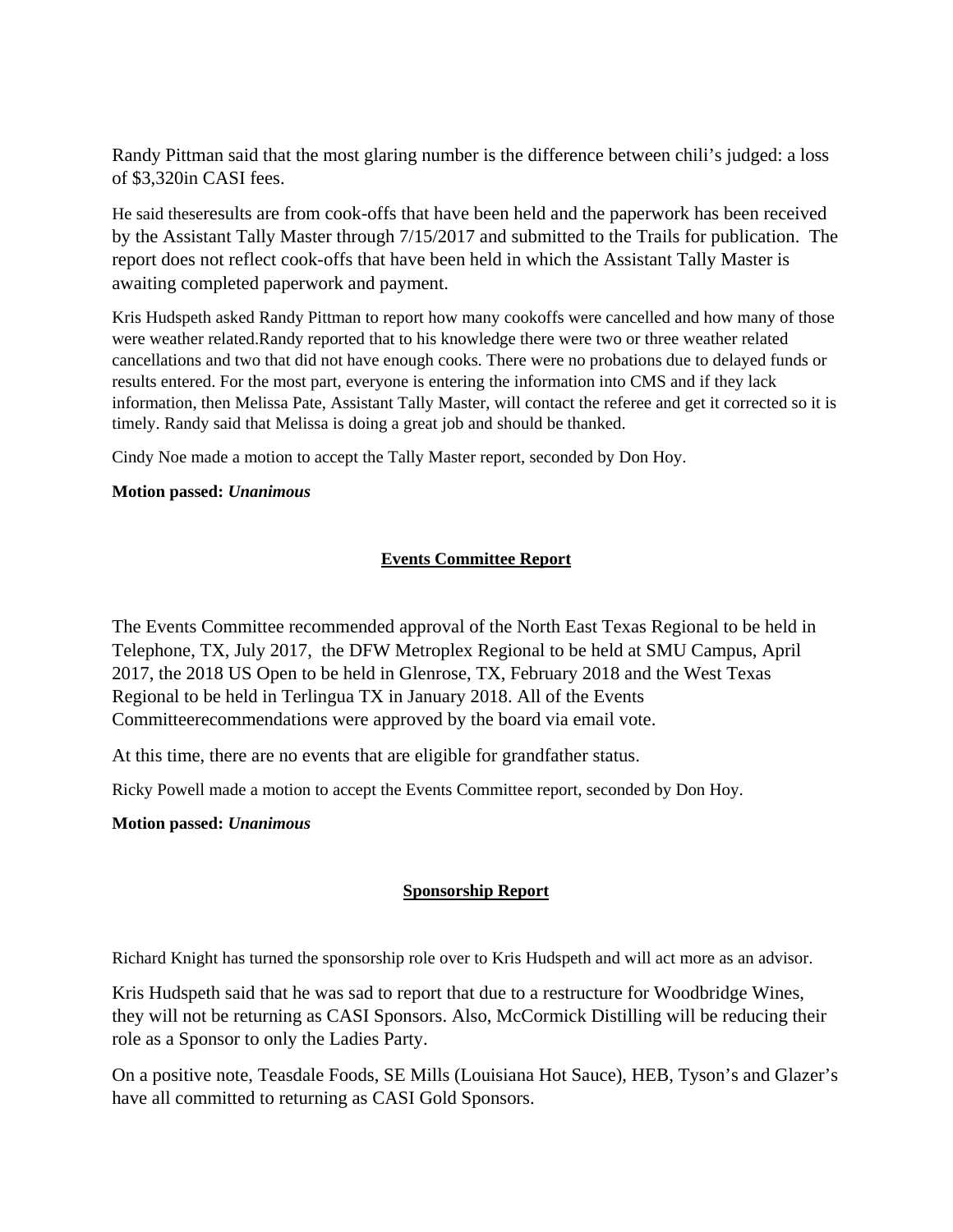Randy Pittman said that the most glaring number is the difference between chili's judged: a loss of $3,320in CASI fees.

He said theseresults are from cook-offs that have been held and the paperwork has been received by the Assistant Tally Master through 7/15/2017 and submitted to the Trails for publication. The report does not reflect cook-offs that have been held in which the Assistant Tally Master is awaiting completed paperwork and payment.

Kris Hudspeth asked Randy Pittman to report how many cookoffs were cancelled and how many of those were weather related.Randy reported that to his knowledge there were two or three weather related cancellations and two that did not have enough cooks. There were no probations due to delayed funds or results entered. For the most part, everyone is entering the information into CMS and if they lack information, then Melissa Pate, Assistant Tally Master, will contact the referee and get it corrected so it is timely. Randy said that Melissa is doing a great job and should be thanked.

Cindy Noe made a motion to accept the Tally Master report, seconded by Don Hoy.

**Motion passed: *Unanimous***

## Events Committee Report

The Events Committee recommended approval of the North East Texas Regional to be held in Telephone, TX, July 2017, the DFW Metroplex Regional to be held at SMU Campus, April 2017, the 2018 US Open to be held in Glenrose, TX, February 2018 and the West Texas Regional to be held in Terlingua TX in January 2018. All of the Events Committeerecommendations were approved by the board via email vote.

At this time, there are no events that are eligible for grandfather status.

Ricky Powell made a motion to accept the Events Committee report, seconded by Don Hoy.

**Motion passed: *Unanimous***

## Sponsorship Report

Richard Knight has turned the sponsorship role over to Kris Hudspeth and will act more as an advisor.

Kris Hudspeth said that he was sad to report that due to a restructure for Woodbridge Wines, they will not be returning as CASI Sponsors. Also, McCormick Distilling will be reducing their role as a Sponsor to only the Ladies Party.

On a positive note, Teasdale Foods, SE Mills (Louisiana Hot Sauce), HEB, Tyson's and Glazer's have all committed to returning as CASI Gold Sponsors.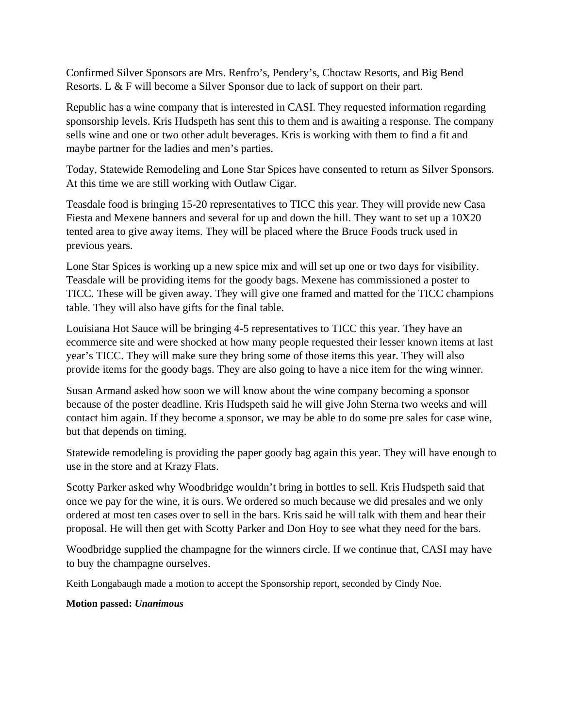Confirmed Silver Sponsors are Mrs. Renfro's, Pendery's, Choctaw Resorts, and Big Bend Resorts. L & F will become a Silver Sponsor due to lack of support on their part.

Republic has a wine company that is interested in CASI. They requested information regarding sponsorship levels. Kris Hudspeth has sent this to them and is awaiting a response. The company sells wine and one or two other adult beverages. Kris is working with them to find a fit and maybe partner for the ladies and men's parties.

Today, Statewide Remodeling and Lone Star Spices have consented to return as Silver Sponsors. At this time we are still working with Outlaw Cigar.

Teasdale food is bringing 15-20 representatives to TICC this year. They will provide new Casa Fiesta and Mexene banners and several for up and down the hill. They want to set up a 10X20 tented area to give away items. They will be placed where the Bruce Foods truck used in previous years.

Lone Star Spices is working up a new spice mix and will set up one or two days for visibility. Teasdale will be providing items for the goody bags. Mexene has commissioned a poster to TICC. These will be given away. They will give one framed and matted for the TICC champions table. They will also have gifts for the final table.

Louisiana Hot Sauce will be bringing 4-5 representatives to TICC this year. They have an ecommerce site and were shocked at how many people requested their lesser known items at last year's TICC. They will make sure they bring some of those items this year. They will also provide items for the goody bags. They are also going to have a nice item for the wing winner.

Susan Armand asked how soon we will know about the wine company becoming a sponsor because of the poster deadline. Kris Hudspeth said he will give John Sterna two weeks and will contact him again. If they become a sponsor, we may be able to do some pre sales for case wine, but that depends on timing.

Statewide remodeling is providing the paper goody bag again this year. They will have enough to use in the store and at Krazy Flats.

Scotty Parker asked why Woodbridge wouldn't bring in bottles to sell. Kris Hudspeth said that once we pay for the wine, it is ours. We ordered so much because we did presales and we only ordered at most ten cases over to sell in the bars. Kris said he will talk with them and hear their proposal. He will then get with Scotty Parker and Don Hoy to see what they need for the bars.

Woodbridge supplied the champagne for the winners circle. If we continue that, CASI may have to buy the champagne ourselves.

Keith Longabaugh made a motion to accept the Sponsorship report, seconded by Cindy Noe.

**Motion passed:** ***Unanimous***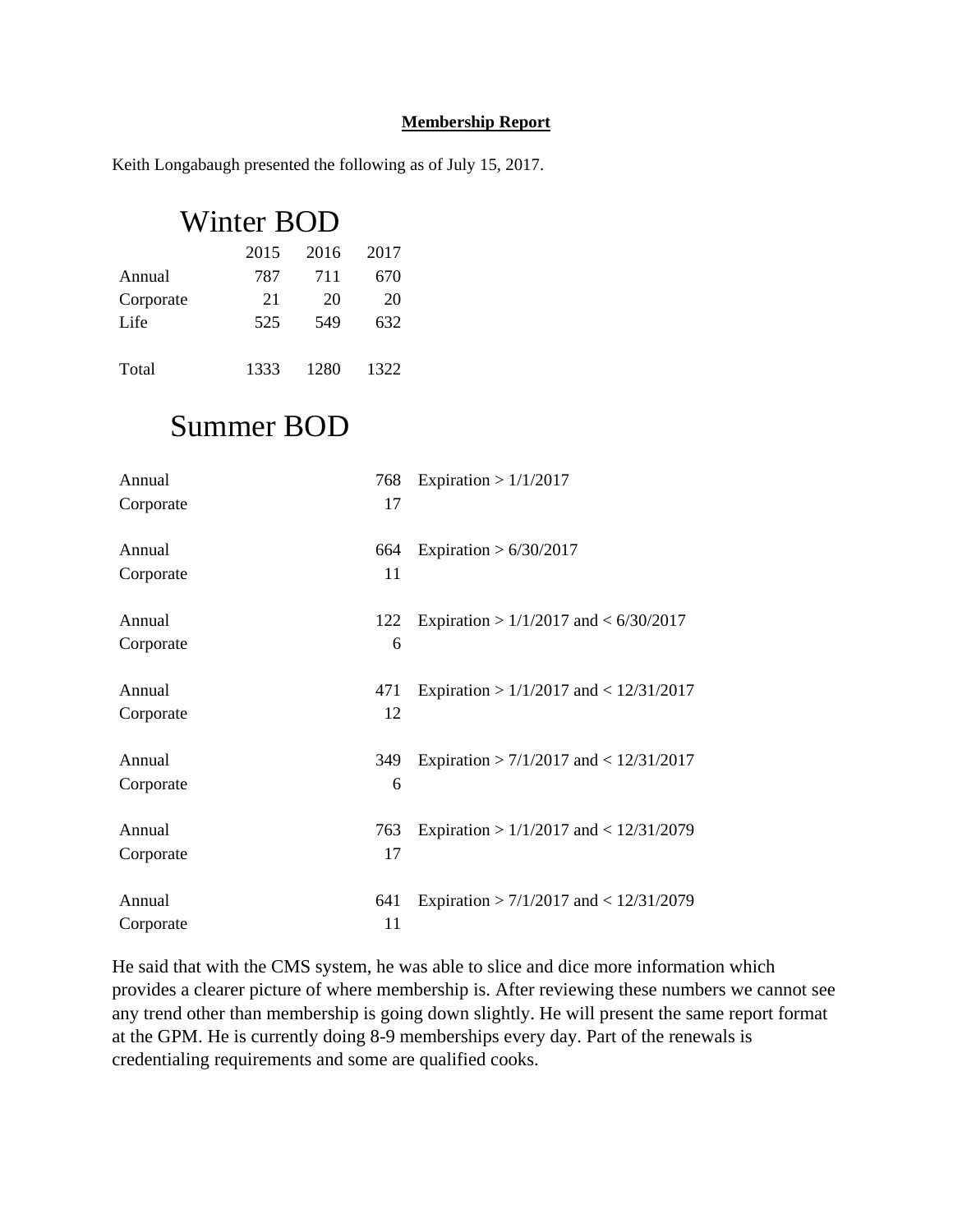**Membership Report**

Keith Longabaugh presented the following as of July 15, 2017.

## Winter BOD

| | 2015 | 2016 | 2017 |
|---|---|---|---|
| Annual | 787 | 711 | 670 |
| Corporate | 21 | 20 | 20 |
| Life | 525 | 549 | 632 |
| | | | |
| Total | 1333 | 1280 | 1322 |

## Summer BOD

| | | |
|---|---|---|
| Annual | 768 | Expiration > 1/1/2017 |
| Corporate | 17 | |
| | | |
| Annual | 664 | Expiration > 6/30/2017 |
| Corporate | 11 | |
| | | |
| Annual | 122 | Expiration > 1/1/2017 and < 6/30/2017 |
| Corporate | 6 | |
| | | |
| Annual | 471 | Expiration > 1/1/2017 and < 12/31/2017 |
| Corporate | 12 | |
| | | |
| Annual | 349 | Expiration > 7/1/2017 and < 12/31/2017 |
| Corporate | 6 | |
| | | |
| Annual | 763 | Expiration > 1/1/2017 and < 12/31/2079 |
| Corporate | 17 | |
| | | |
| Annual | 641 | Expiration > 7/1/2017 and < 12/31/2079 |
| Corporate | 11 | |

He said that with the CMS system, he was able to slice and dice more information which provides a clearer picture of where membership is. After reviewing these numbers we cannot see any trend other than membership is going down slightly. He will present the same report format at the GPM. He is currently doing 8-9 memberships every day. Part of the renewals is credentialing requirements and some are qualified cooks.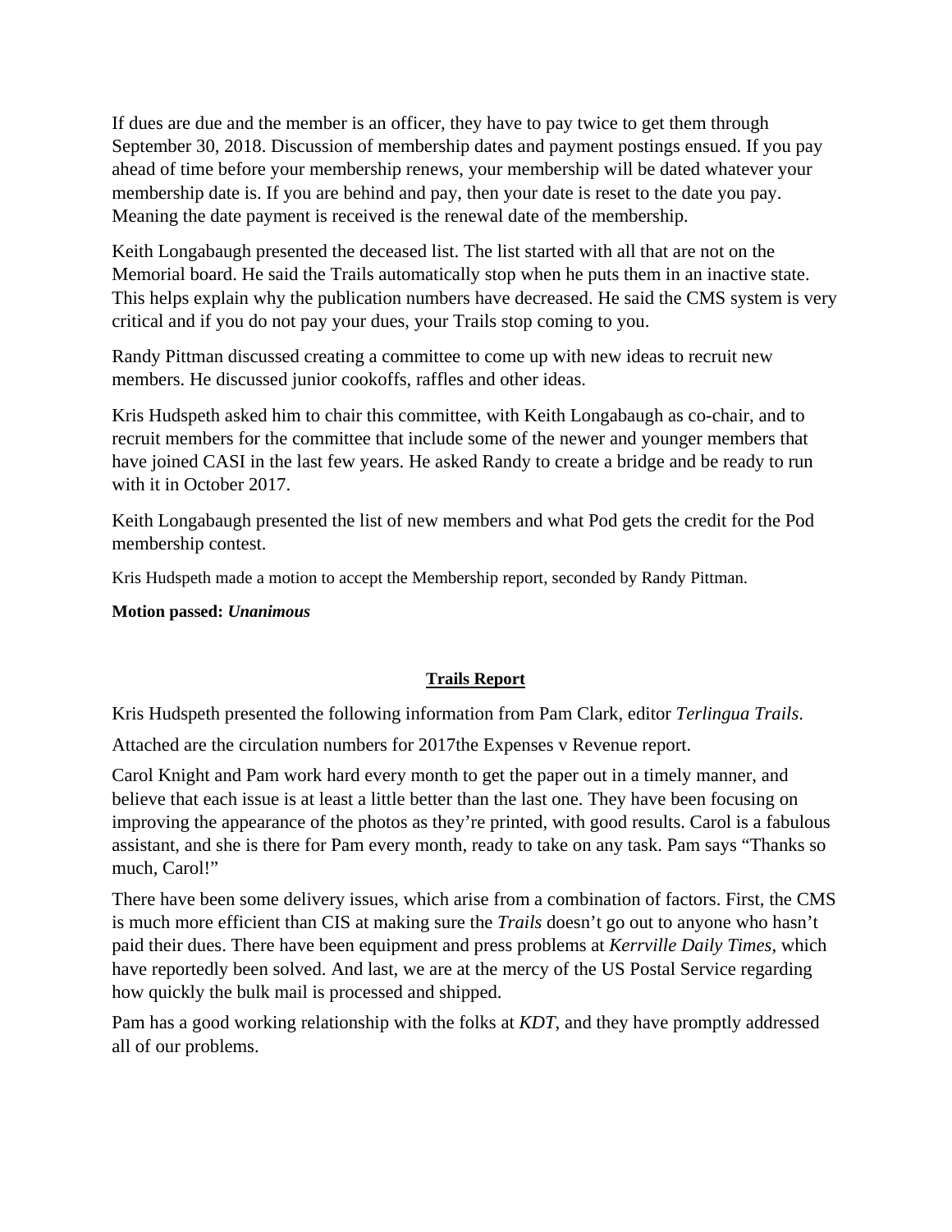If dues are due and the member is an officer, they have to pay twice to get them through September 30, 2018. Discussion of membership dates and payment postings ensued. If you pay ahead of time before your membership renews, your membership will be dated whatever your membership date is. If you are behind and pay, then your date is reset to the date you pay. Meaning the date payment is received is the renewal date of the membership.

Keith Longabaugh presented the deceased list. The list started with all that are not on the Memorial board. He said the Trails automatically stop when he puts them in an inactive state. This helps explain why the publication numbers have decreased. He said the CMS system is very critical and if you do not pay your dues, your Trails stop coming to you.

Randy Pittman discussed creating a committee to come up with new ideas to recruit new members. He discussed junior cookoffs, raffles and other ideas.

Kris Hudspeth asked him to chair this committee, with Keith Longabaugh as co-chair, and to recruit members for the committee that include some of the newer and younger members that have joined CASI in the last few years. He asked Randy to create a bridge and be ready to run with it in October 2017.

Keith Longabaugh presented the list of new members and what Pod gets the credit for the Pod membership contest.

Kris Hudspeth made a motion to accept the Membership report, seconded by Randy Pittman.

**Motion passed:** ***Unanimous***

## Trails Report

Kris Hudspeth presented the following information from Pam Clark, editor *Terlingua Trails*.

Attached are the circulation numbers for 2017the Expenses v Revenue report.

Carol Knight and Pam work hard every month to get the paper out in a timely manner, and believe that each issue is at least a little better than the last one. They have been focusing on improving the appearance of the photos as they're printed, with good results. Carol is a fabulous assistant, and she is there for Pam every month, ready to take on any task. Pam says "Thanks so much, Carol!"

There have been some delivery issues, which arise from a combination of factors. First, the CMS is much more efficient than CIS at making sure the *Trails* doesn't go out to anyone who hasn't paid their dues. There have been equipment and press problems at *Kerrville Daily Times*, which have reportedly been solved. And last, we are at the mercy of the US Postal Service regarding how quickly the bulk mail is processed and shipped.

Pam has a good working relationship with the folks at *KDT*, and they have promptly addressed all of our problems.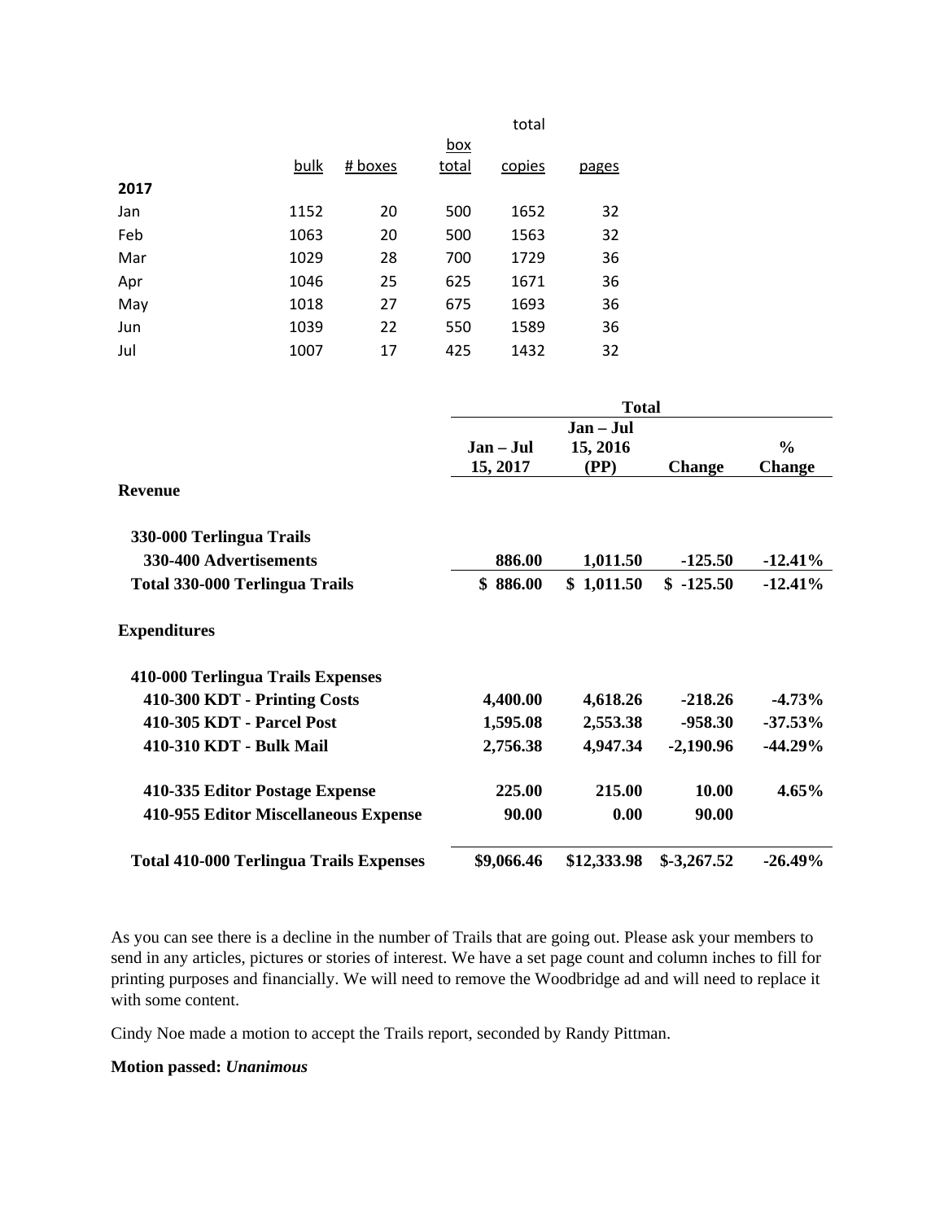| | bulk | # boxes | box total | total copies | pages |
|---|---|---|---|---|---|
| **2017** | | | | | |
| Jan | 1152 | 20 | 500 | 1652 | 32 |
| Feb | 1063 | 20 | 500 | 1563 | 32 |
| Mar | 1029 | 28 | 700 | 1729 | 36 |
| Apr | 1046 | 25 | 625 | 1671 | 36 |
| May | 1018 | 27 | 675 | 1693 | 36 |
| Jun | 1039 | 22 | 550 | 1589 | 36 |
| Jul | 1007 | 17 | 425 | 1432 | 32 |

| | **Total** | | | |
|---|---|---|---|---|
| | **Jan – Jul 15, 2017** | **Jan – Jul 15, 2016 (PP)** | **Change** | **% Change** |
| **Revenue** | | | | |
| **330-000 Terlingua Trails** | | | | |
| **330-400 Advertisements** | **886.00** | **1,011.50** | **-125.50** | **-12.41%** |
| **Total 330-000 Terlingua Trails** | **$ 886.00** | **$ 1,011.50** | **$ -125.50** | **-12.41%** |
| **Expenditures** | | | | |
| **410-000 Terlingua Trails Expenses** | | | | |
| **410-300 KDT - Printing Costs** | **4,400.00** | **4,618.26** | **-218.26** | **-4.73%** |
| **410-305 KDT - Parcel Post** | **1,595.08** | **2,553.38** | **-958.30** | **-37.53%** |
| **410-310 KDT - Bulk Mail** | **2,756.38** | **4,947.34** | **-2,190.96** | **-44.29%** |
| **410-335 Editor Postage Expense** | **225.00** | **215.00** | **10.00** | **4.65%** |
| **410-955 Editor Miscellaneous Expense** | **90.00** | **0.00** | **90.00** | |
| **Total 410-000 Terlingua Trails Expenses** | **$9,066.46** | **$12,333.98** | **$-3,267.52** | **-26.49%** |

As you can see there is a decline in the number of Trails that are going out. Please ask your members to send in any articles, pictures or stories of interest. We have a set page count and column inches to fill for printing purposes and financially. We will need to remove the Woodbridge ad and will need to replace it with some content.

Cindy Noe made a motion to accept the Trails report, seconded by Randy Pittman.

**Motion passed:** ***Unanimous***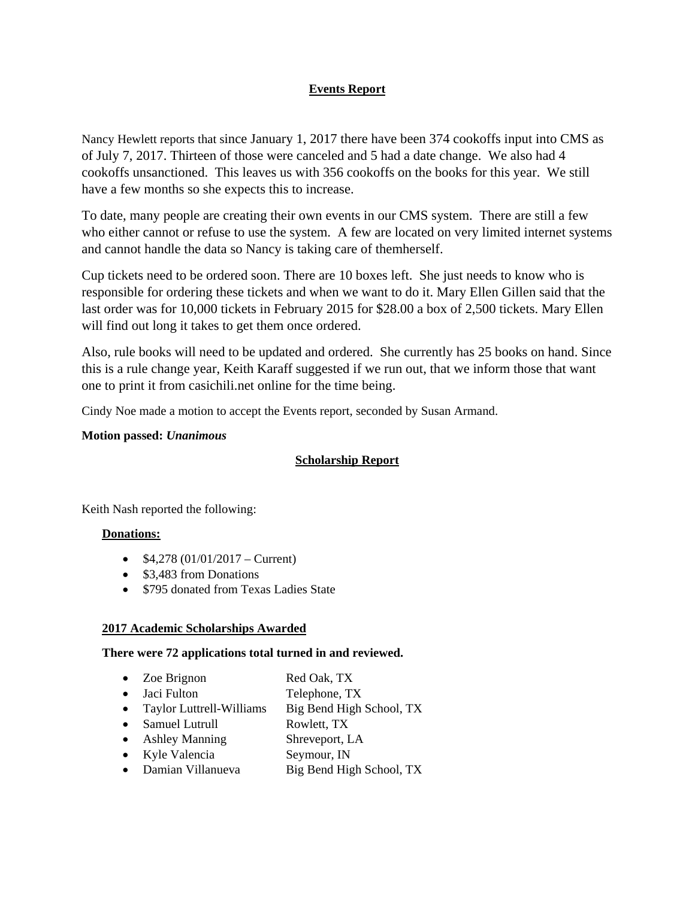## Events Report

Nancy Hewlett reports that since January 1, 2017 there have been 374 cookoffs input into CMS as of July 7, 2017. Thirteen of those were canceled and 5 had a date change. We also had 4 cookoffs unsanctioned. This leaves us with 356 cookoffs on the books for this year. We still have a few months so she expects this to increase.

To date, many people are creating their own events in our CMS system. There are still a few who either cannot or refuse to use the system. A few are located on very limited internet systems and cannot handle the data so Nancy is taking care of themherself.

Cup tickets need to be ordered soon. There are 10 boxes left. She just needs to know who is responsible for ordering these tickets and when we want to do it. Mary Ellen Gillen said that the last order was for 10,000 tickets in February 2015 for $28.00 a box of 2,500 tickets. Mary Ellen will find out long it takes to get them once ordered.

Also, rule books will need to be updated and ordered. She currently has 25 books on hand. Since this is a rule change year, Keith Karaff suggested if we run out, that we inform those that want one to print it from casichili.net online for the time being.

Cindy Noe made a motion to accept the Events report, seconded by Susan Armand.

**Motion passed:** ***Unanimous***

## Scholarship Report

Keith Nash reported the following:

**Donations:**

- $4,278 (01/01/2017 – Current)
- $3,483 from Donations
- $795 donated from Texas Ladies State

**2017 Academic Scholarships Awarded**

**There were 72 applications total turned in and reviewed.**

- Zoe Brignon — Red Oak, TX
- Jaci Fulton — Telephone, TX
- Taylor Luttrell-Williams — Big Bend High School, TX
- Samuel Lutrull — Rowlett, TX
- Ashley Manning — Shreveport, LA
- Kyle Valencia — Seymour, IN
- Damian Villanueva — Big Bend High School, TX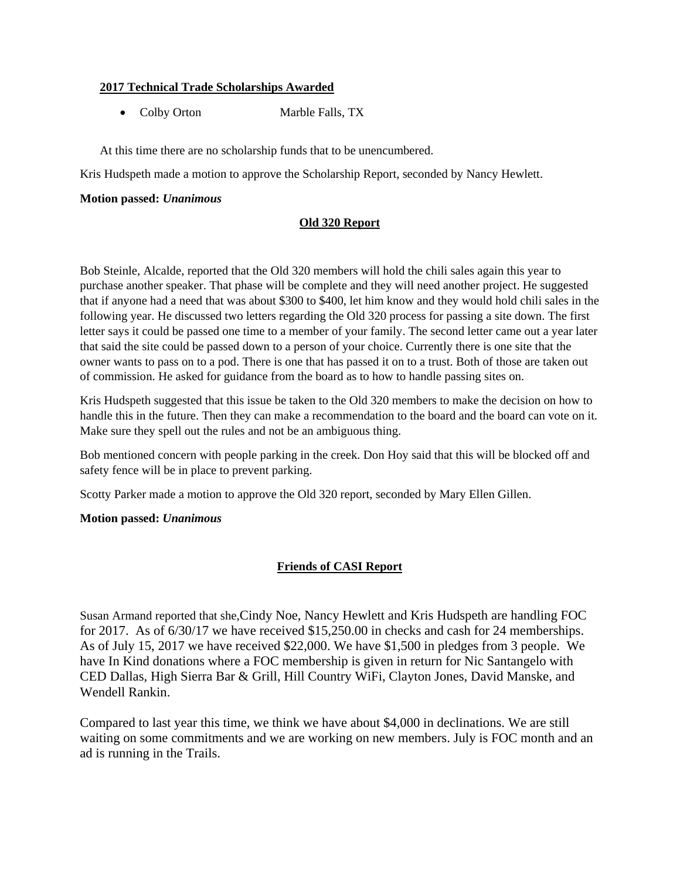**2017 Technical Trade Scholarships Awarded**

- Colby Orton Marble Falls, TX

At this time there are no scholarship funds that to be unencumbered.

Kris Hudspeth made a motion to approve the Scholarship Report, seconded by Nancy Hewlett.

**Motion passed:** ***Unanimous***

## Old 320 Report

Bob Steinle, Alcalde, reported that the Old 320 members will hold the chili sales again this year to purchase another speaker. That phase will be complete and they will need another project. He suggested that if anyone had a need that was about $300 to $400, let him know and they would hold chili sales in the following year. He discussed two letters regarding the Old 320 process for passing a site down. The first letter says it could be passed one time to a member of your family. The second letter came out a year later that said the site could be passed down to a person of your choice. Currently there is one site that the owner wants to pass on to a pod. There is one that has passed it on to a trust. Both of those are taken out of commission. He asked for guidance from the board as to how to handle passing sites on.

Kris Hudspeth suggested that this issue be taken to the Old 320 members to make the decision on how to handle this in the future. Then they can make a recommendation to the board and the board can vote on it. Make sure they spell out the rules and not be an ambiguous thing.

Bob mentioned concern with people parking in the creek. Don Hoy said that this will be blocked off and safety fence will be in place to prevent parking.

Scotty Parker made a motion to approve the Old 320 report, seconded by Mary Ellen Gillen.

**Motion passed:** ***Unanimous***

## Friends of CASI Report

Susan Armand reported that she,Cindy Noe, Nancy Hewlett and Kris Hudspeth are handling FOC for 2017. As of 6/30/17 we have received $15,250.00 in checks and cash for 24 memberships. As of July 15, 2017 we have received $22,000. We have $1,500 in pledges from 3 people. We have In Kind donations where a FOC membership is given in return for Nic Santangelo with CED Dallas, High Sierra Bar & Grill, Hill Country WiFi, Clayton Jones, David Manske, and Wendell Rankin.

Compared to last year this time, we think we have about $4,000 in declinations. We are still waiting on some commitments and we are working on new members. July is FOC month and an ad is running in the Trails.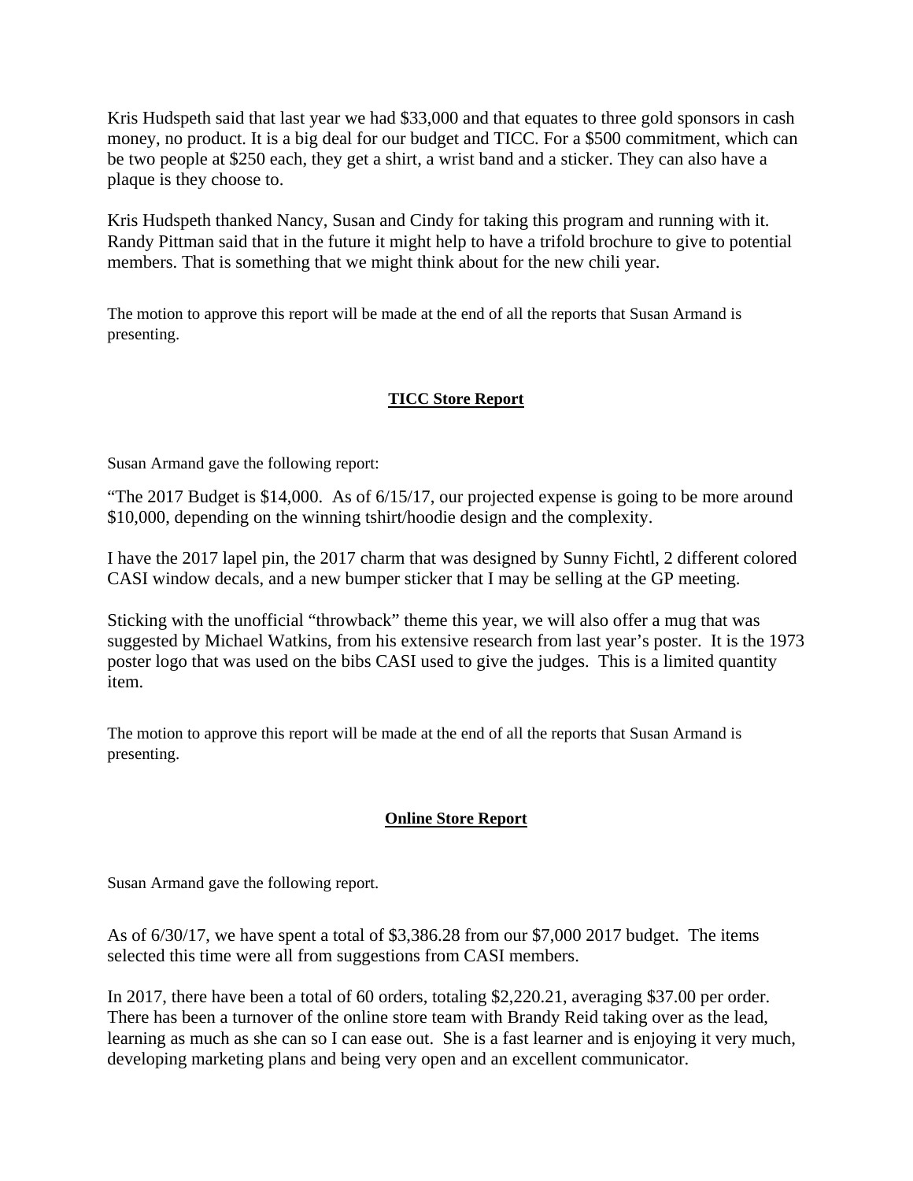Kris Hudspeth said that last year we had $33,000 and that equates to three gold sponsors in cash money, no product. It is a big deal for our budget and TICC. For a $500 commitment, which can be two people at $250 each, they get a shirt, a wrist band and a sticker. They can also have a plaque is they choose to.

Kris Hudspeth thanked Nancy, Susan and Cindy for taking this program and running with it. Randy Pittman said that in the future it might help to have a trifold brochure to give to potential members. That is something that we might think about for the new chili year.

The motion to approve this report will be made at the end of all the reports that Susan Armand is presenting.

## **TICC Store Report**

Susan Armand gave the following report:

"The 2017 Budget is $14,000. As of 6/15/17, our projected expense is going to be more around $10,000, depending on the winning tshirt/hoodie design and the complexity.

I have the 2017 lapel pin, the 2017 charm that was designed by Sunny Fichtl, 2 different colored CASI window decals, and a new bumper sticker that I may be selling at the GP meeting.

Sticking with the unofficial "throwback" theme this year, we will also offer a mug that was suggested by Michael Watkins, from his extensive research from last year's poster. It is the 1973 poster logo that was used on the bibs CASI used to give the judges. This is a limited quantity item.

The motion to approve this report will be made at the end of all the reports that Susan Armand is presenting.

## **Online Store Report**

Susan Armand gave the following report.

As of 6/30/17, we have spent a total of $3,386.28 from our $7,000 2017 budget. The items selected this time were all from suggestions from CASI members.

In 2017, there have been a total of 60 orders, totaling $2,220.21, averaging $37.00 per order. There has been a turnover of the online store team with Brandy Reid taking over as the lead, learning as much as she can so I can ease out. She is a fast learner and is enjoying it very much, developing marketing plans and being very open and an excellent communicator.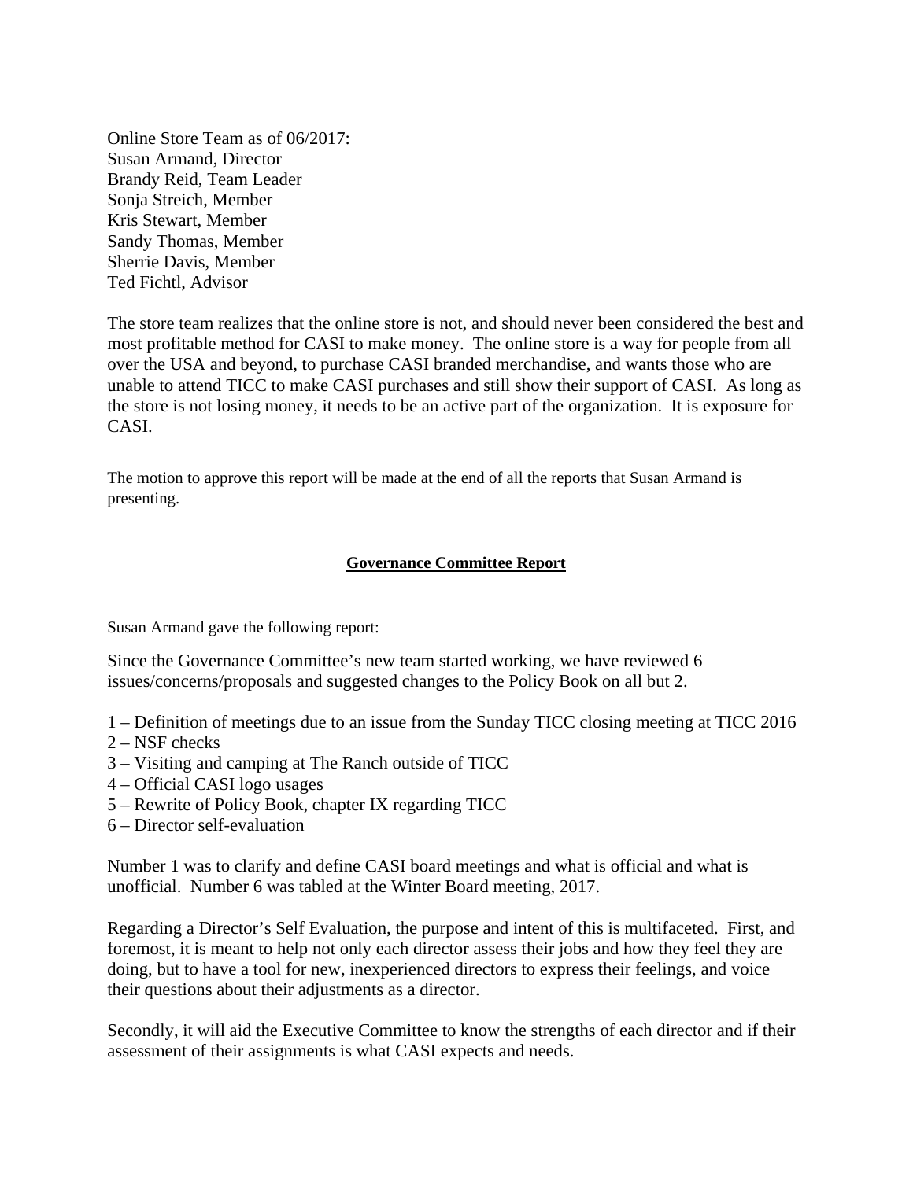Online Store Team as of 06/2017:
Susan Armand, Director
Brandy Reid, Team Leader
Sonja Streich, Member
Kris Stewart, Member
Sandy Thomas, Member
Sherrie Davis, Member
Ted Fichtl, Advisor

The store team realizes that the online store is not, and should never been considered the best and most profitable method for CASI to make money. The online store is a way for people from all over the USA and beyond, to purchase CASI branded merchandise, and wants those who are unable to attend TICC to make CASI purchases and still show their support of CASI. As long as the store is not losing money, it needs to be an active part of the organization. It is exposure for CASI.

The motion to approve this report will be made at the end of all the reports that Susan Armand is presenting.

## Governance Committee Report

Susan Armand gave the following report:

Since the Governance Committee's new team started working, we have reviewed 6 issues/concerns/proposals and suggested changes to the Policy Book on all but 2.

1 – Definition of meetings due to an issue from the Sunday TICC closing meeting at TICC 2016
2 – NSF checks
3 – Visiting and camping at The Ranch outside of TICC
4 – Official CASI logo usages
5 – Rewrite of Policy Book, chapter IX regarding TICC
6 – Director self-evaluation

Number 1 was to clarify and define CASI board meetings and what is official and what is unofficial. Number 6 was tabled at the Winter Board meeting, 2017.

Regarding a Director's Self Evaluation, the purpose and intent of this is multifaceted. First, and foremost, it is meant to help not only each director assess their jobs and how they feel they are doing, but to have a tool for new, inexperienced directors to express their feelings, and voice their questions about their adjustments as a director.

Secondly, it will aid the Executive Committee to know the strengths of each director and if their assessment of their assignments is what CASI expects and needs.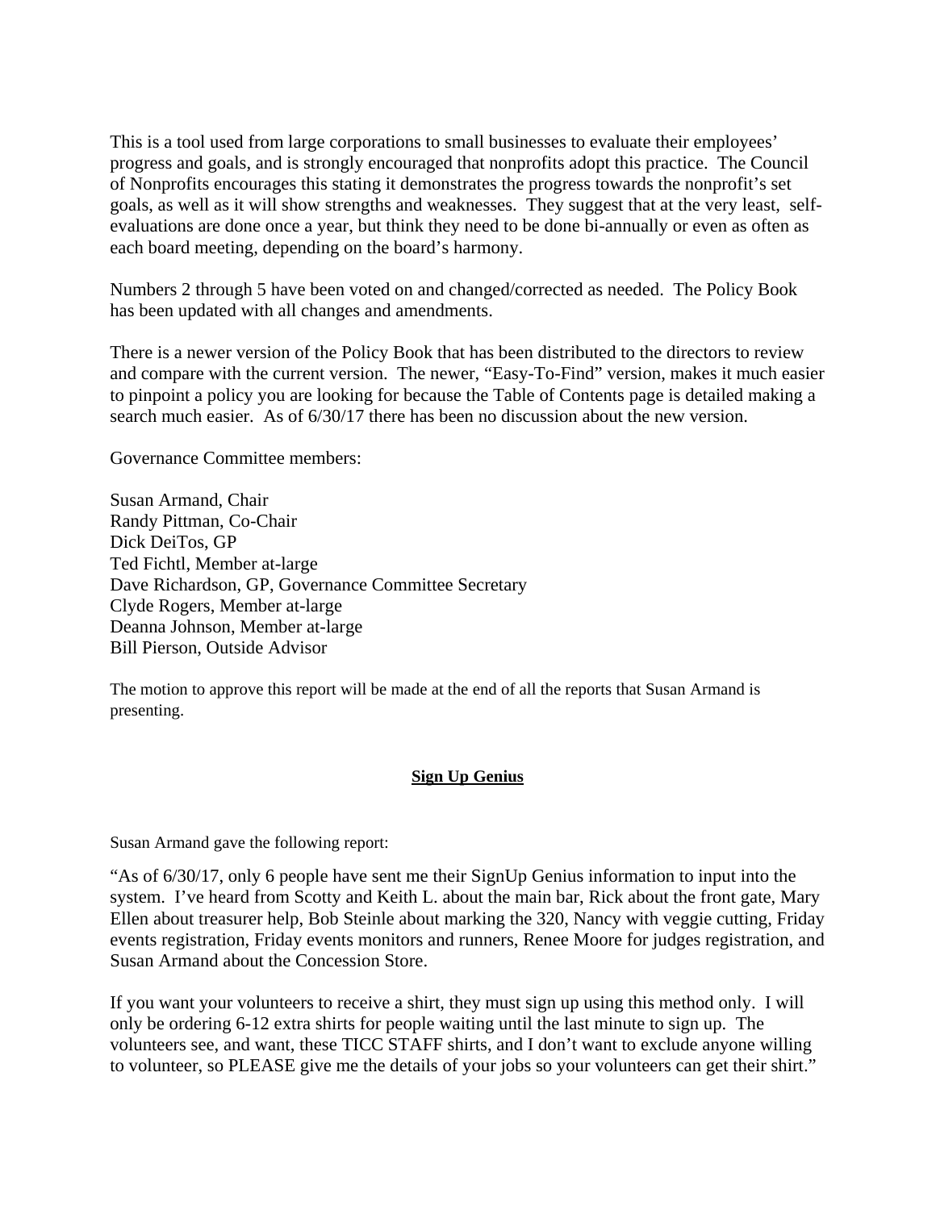This is a tool used from large corporations to small businesses to evaluate their employees' progress and goals, and is strongly encouraged that nonprofits adopt this practice. The Council of Nonprofits encourages this stating it demonstrates the progress towards the nonprofit's set goals, as well as it will show strengths and weaknesses. They suggest that at the very least, self-evaluations are done once a year, but think they need to be done bi-annually or even as often as each board meeting, depending on the board's harmony.

Numbers 2 through 5 have been voted on and changed/corrected as needed. The Policy Book has been updated with all changes and amendments.

There is a newer version of the Policy Book that has been distributed to the directors to review and compare with the current version. The newer, "Easy-To-Find" version, makes it much easier to pinpoint a policy you are looking for because the Table of Contents page is detailed making a search much easier. As of 6/30/17 there has been no discussion about the new version.

Governance Committee members:

Susan Armand, Chair  
Randy Pittman, Co-Chair  
Dick DeiTos, GP  
Ted Fichtl, Member at-large  
Dave Richardson, GP, Governance Committee Secretary  
Clyde Rogers, Member at-large  
Deanna Johnson, Member at-large  
Bill Pierson, Outside Advisor

The motion to approve this report will be made at the end of all the reports that Susan Armand is presenting.

## Sign Up Genius

Susan Armand gave the following report:

"As of 6/30/17, only 6 people have sent me their SignUp Genius information to input into the system. I've heard from Scotty and Keith L. about the main bar, Rick about the front gate, Mary Ellen about treasurer help, Bob Steinle about marking the 320, Nancy with veggie cutting, Friday events registration, Friday events monitors and runners, Renee Moore for judges registration, and Susan Armand about the Concession Store.

If you want your volunteers to receive a shirt, they must sign up using this method only. I will only be ordering 6-12 extra shirts for people waiting until the last minute to sign up. The volunteers see, and want, these TICC STAFF shirts, and I don't want to exclude anyone willing to volunteer, so PLEASE give me the details of your jobs so your volunteers can get their shirt."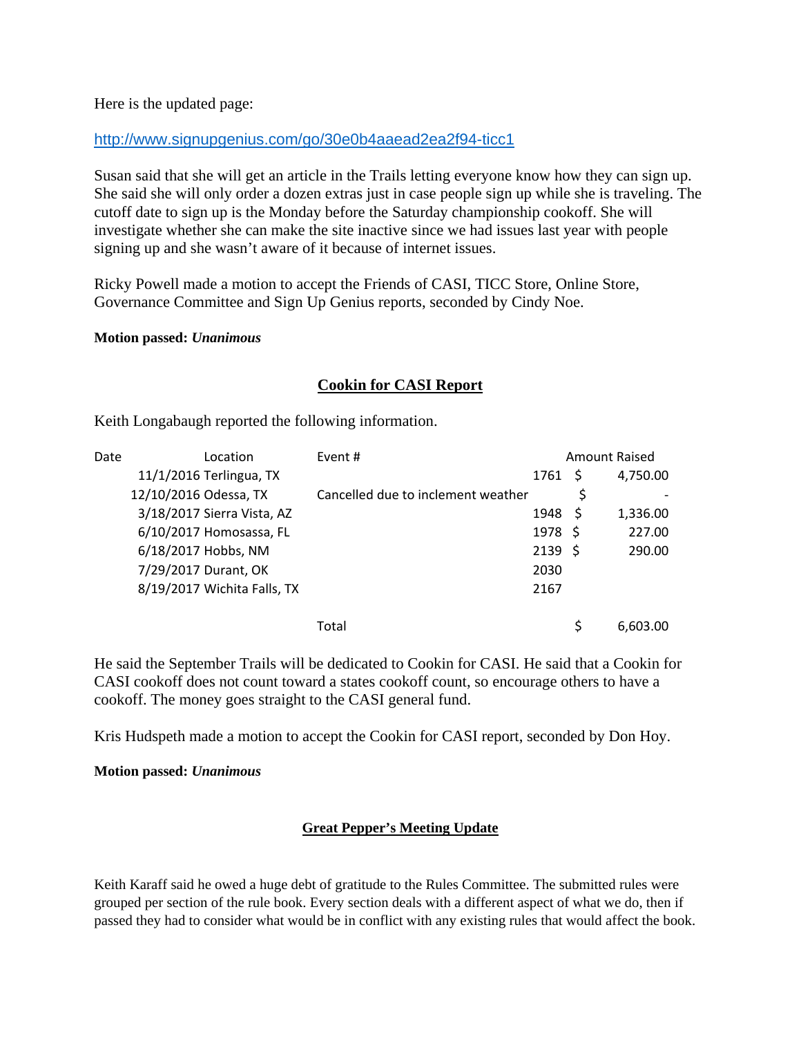Here is the updated page:

http://www.signupgenius.com/go/30e0b4aaead2ea2f94-ticc1

Susan said that she will get an article in the Trails letting everyone know how they can sign up. She said she will only order a dozen extras just in case people sign up while she is traveling. The cutoff date to sign up is the Monday before the Saturday championship cookoff. She will investigate whether she can make the site inactive since we had issues last year with people signing up and she wasn't aware of it because of internet issues.

Ricky Powell made a motion to accept the Friends of CASI, TICC Store, Online Store, Governance Committee and Sign Up Genius reports, seconded by Cindy Noe.

**Motion passed:** ***Unanimous***

## Cookin for CASI Report

Keith Longabaugh reported the following information.

| Date | Location | Event # | Amount Raised |
|---|---|---|---|
| 11/1/2016 | Terlingua, TX | 1761 | $ 4,750.00 |
| 12/10/2016 | Odessa, TX | Cancelled due to inclement weather | $ - |
| 3/18/2017 | Sierra Vista, AZ | 1948 | $ 1,336.00 |
| 6/10/2017 | Homosassa, FL | 1978 | $ 227.00 |
| 6/18/2017 | Hobbs, NM | 2139 | $ 290.00 |
| 7/29/2017 | Durant, OK | 2030 | |
| 8/19/2017 | Wichita Falls, TX | 2167 | |
| | | Total | $ 6,603.00 |

He said the September Trails will be dedicated to Cookin for CASI. He said that a Cookin for CASI cookoff does not count toward a states cookoff count, so encourage others to have a cookoff. The money goes straight to the CASI general fund.

Kris Hudspeth made a motion to accept the Cookin for CASI report, seconded by Don Hoy.

**Motion passed:** ***Unanimous***

## Great Pepper's Meeting Update

Keith Karaff said he owed a huge debt of gratitude to the Rules Committee. The submitted rules were grouped per section of the rule book. Every section deals with a different aspect of what we do, then if passed they had to consider what would be in conflict with any existing rules that would affect the book.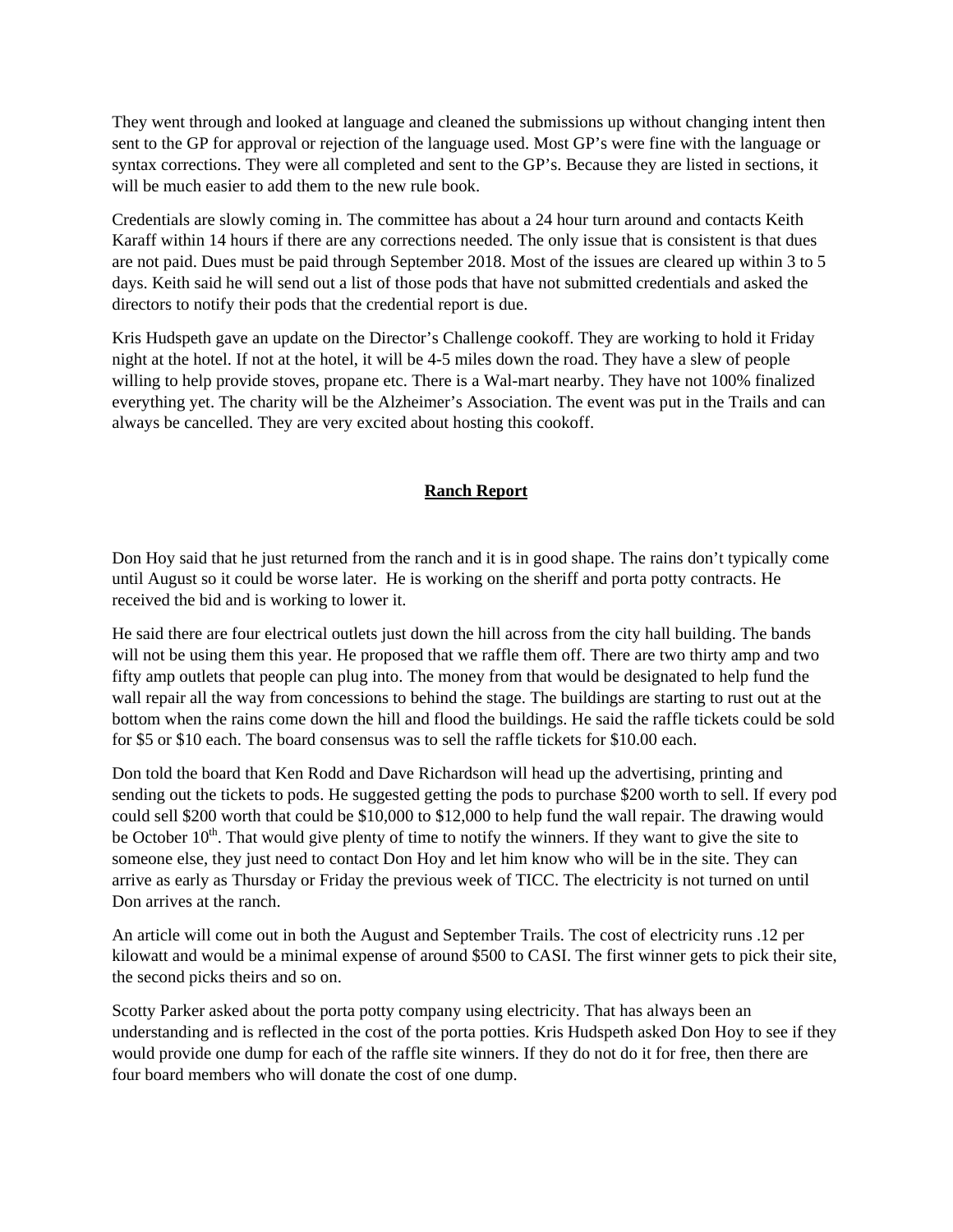They went through and looked at language and cleaned the submissions up without changing intent then sent to the GP for approval or rejection of the language used. Most GP's were fine with the language or syntax corrections. They were all completed and sent to the GP's. Because they are listed in sections, it will be much easier to add them to the new rule book.

Credentials are slowly coming in. The committee has about a 24 hour turn around and contacts Keith Karaff within 14 hours if there are any corrections needed. The only issue that is consistent is that dues are not paid. Dues must be paid through September 2018. Most of the issues are cleared up within 3 to 5 days. Keith said he will send out a list of those pods that have not submitted credentials and asked the directors to notify their pods that the credential report is due.

Kris Hudspeth gave an update on the Director's Challenge cookoff. They are working to hold it Friday night at the hotel. If not at the hotel, it will be 4-5 miles down the road. They have a slew of people willing to help provide stoves, propane etc. There is a Wal-mart nearby. They have not 100% finalized everything yet. The charity will be the Alzheimer's Association. The event was put in the Trails and can always be cancelled. They are very excited about hosting this cookoff.

## **Ranch Report**

Don Hoy said that he just returned from the ranch and it is in good shape. The rains don't typically come until August so it could be worse later. He is working on the sheriff and porta potty contracts. He received the bid and is working to lower it.

He said there are four electrical outlets just down the hill across from the city hall building. The bands will not be using them this year. He proposed that we raffle them off. There are two thirty amp and two fifty amp outlets that people can plug into. The money from that would be designated to help fund the wall repair all the way from concessions to behind the stage. The buildings are starting to rust out at the bottom when the rains come down the hill and flood the buildings. He said the raffle tickets could be sold for $5 or $10 each. The board consensus was to sell the raffle tickets for $10.00 each.

Don told the board that Ken Rodd and Dave Richardson will head up the advertising, printing and sending out the tickets to pods. He suggested getting the pods to purchase $200 worth to sell. If every pod could sell $200 worth that could be $10,000 to $12,000 to help fund the wall repair. The drawing would be October 10th. That would give plenty of time to notify the winners. If they want to give the site to someone else, they just need to contact Don Hoy and let him know who will be in the site. They can arrive as early as Thursday or Friday the previous week of TICC. The electricity is not turned on until Don arrives at the ranch.

An article will come out in both the August and September Trails. The cost of electricity runs .12 per kilowatt and would be a minimal expense of around $500 to CASI. The first winner gets to pick their site, the second picks theirs and so on.

Scotty Parker asked about the porta potty company using electricity. That has always been an understanding and is reflected in the cost of the porta potties. Kris Hudspeth asked Don Hoy to see if they would provide one dump for each of the raffle site winners. If they do not do it for free, then there are four board members who will donate the cost of one dump.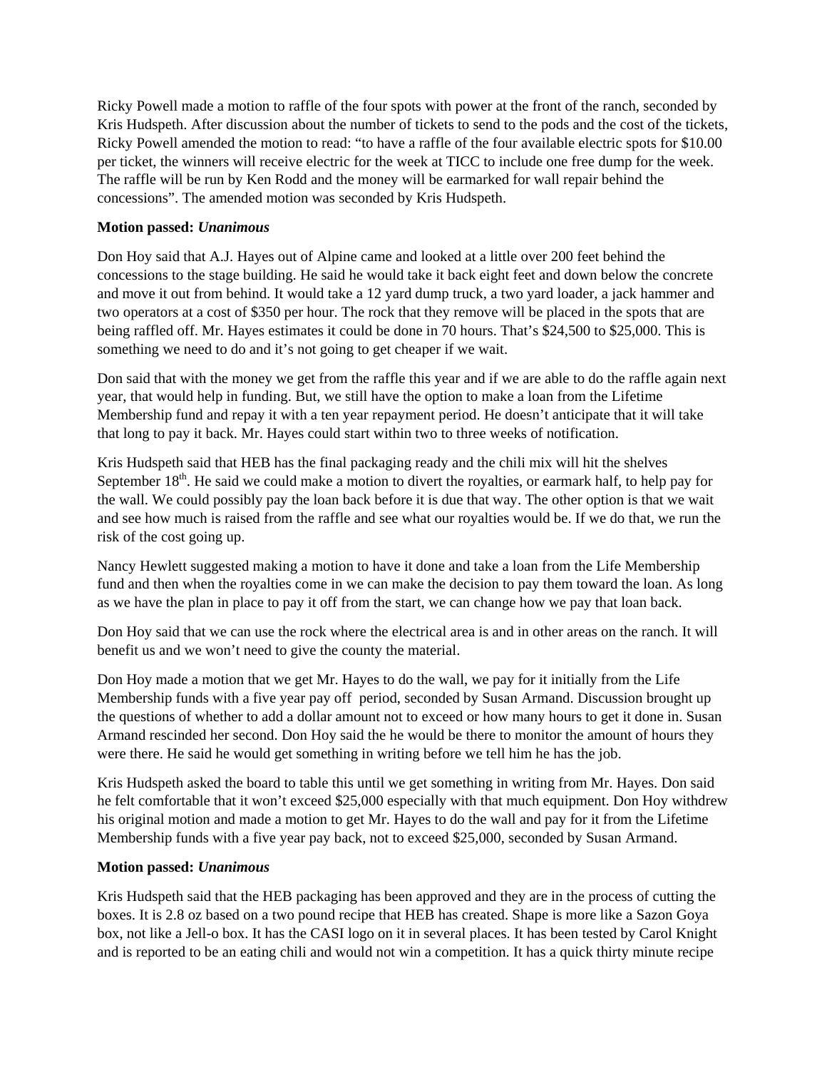Ricky Powell made a motion to raffle of the four spots with power at the front of the ranch, seconded by Kris Hudspeth. After discussion about the number of tickets to send to the pods and the cost of the tickets, Ricky Powell amended the motion to read: "to have a raffle of the four available electric spots for $10.00 per ticket, the winners will receive electric for the week at TICC to include one free dump for the week. The raffle will be run by Ken Rodd and the money will be earmarked for wall repair behind the concessions". The amended motion was seconded by Kris Hudspeth.

**Motion passed:** ***Unanimous***

Don Hoy said that A.J. Hayes out of Alpine came and looked at a little over 200 feet behind the concessions to the stage building. He said he would take it back eight feet and down below the concrete and move it out from behind. It would take a 12 yard dump truck, a two yard loader, a jack hammer and two operators at a cost of $350 per hour. The rock that they remove will be placed in the spots that are being raffled off. Mr. Hayes estimates it could be done in 70 hours. That's $24,500 to $25,000. This is something we need to do and it's not going to get cheaper if we wait.

Don said that with the money we get from the raffle this year and if we are able to do the raffle again next year, that would help in funding. But, we still have the option to make a loan from the Lifetime Membership fund and repay it with a ten year repayment period. He doesn't anticipate that it will take that long to pay it back. Mr. Hayes could start within two to three weeks of notification.

Kris Hudspeth said that HEB has the final packaging ready and the chili mix will hit the shelves September 18th. He said we could make a motion to divert the royalties, or earmark half, to help pay for the wall. We could possibly pay the loan back before it is due that way. The other option is that we wait and see how much is raised from the raffle and see what our royalties would be. If we do that, we run the risk of the cost going up.

Nancy Hewlett suggested making a motion to have it done and take a loan from the Life Membership fund and then when the royalties come in we can make the decision to pay them toward the loan. As long as we have the plan in place to pay it off from the start, we can change how we pay that loan back.

Don Hoy said that we can use the rock where the electrical area is and in other areas on the ranch. It will benefit us and we won't need to give the county the material.

Don Hoy made a motion that we get Mr. Hayes to do the wall, we pay for it initially from the Life Membership funds with a five year pay off period, seconded by Susan Armand. Discussion brought up the questions of whether to add a dollar amount not to exceed or how many hours to get it done in. Susan Armand rescinded her second. Don Hoy said the he would be there to monitor the amount of hours they were there. He said he would get something in writing before we tell him he has the job.

Kris Hudspeth asked the board to table this until we get something in writing from Mr. Hayes. Don said he felt comfortable that it won't exceed $25,000 especially with that much equipment. Don Hoy withdrew his original motion and made a motion to get Mr. Hayes to do the wall and pay for it from the Lifetime Membership funds with a five year pay back, not to exceed $25,000, seconded by Susan Armand.

**Motion passed:** ***Unanimous***

Kris Hudspeth said that the HEB packaging has been approved and they are in the process of cutting the boxes. It is 2.8 oz based on a two pound recipe that HEB has created. Shape is more like a Sazon Goya box, not like a Jell-o box. It has the CASI logo on it in several places. It has been tested by Carol Knight and is reported to be an eating chili and would not win a competition. It has a quick thirty minute recipe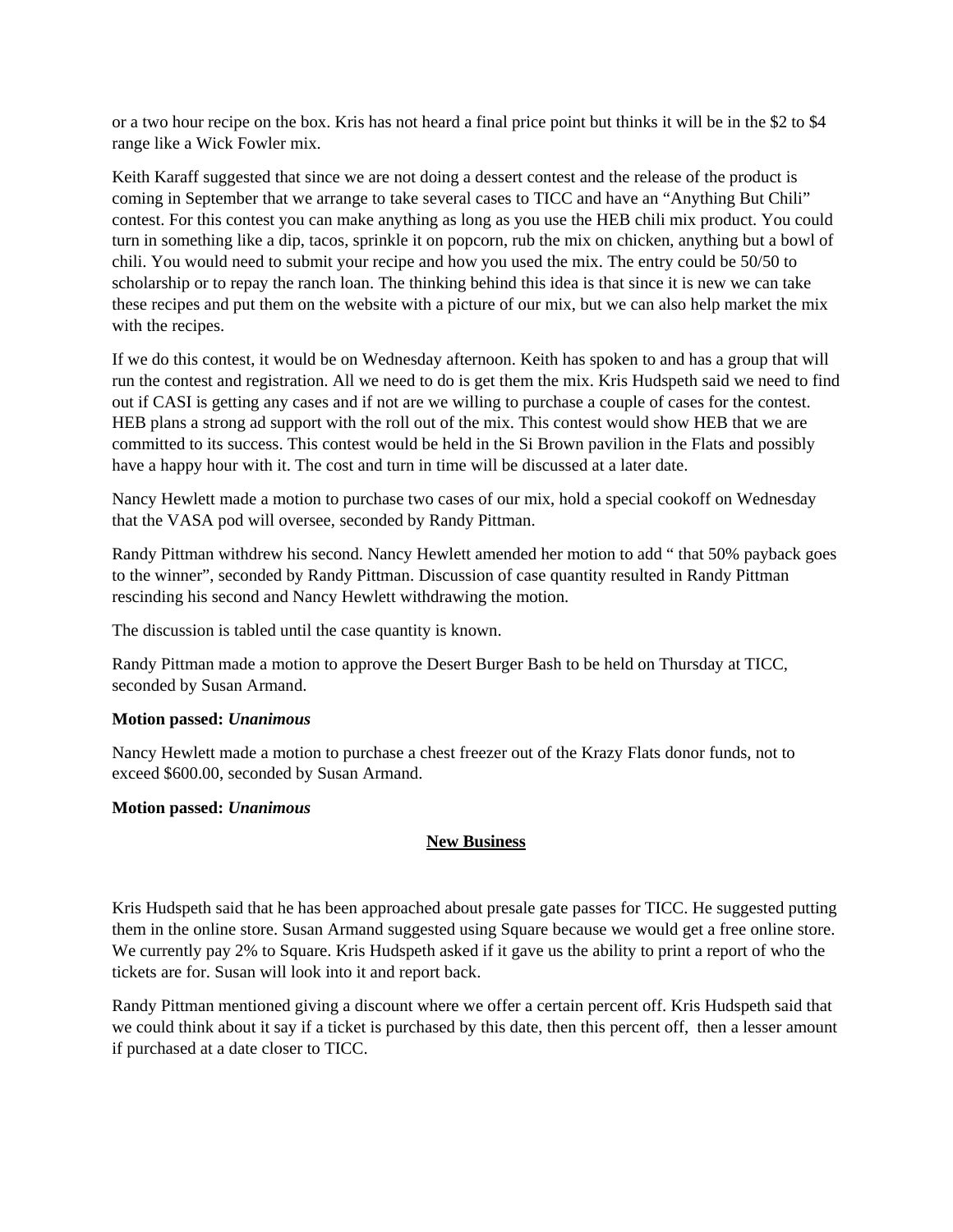or a two hour recipe on the box. Kris has not heard a final price point but thinks it will be in the $2 to $4 range like a Wick Fowler mix.

Keith Karaff suggested that since we are not doing a dessert contest and the release of the product is coming in September that we arrange to take several cases to TICC and have an "Anything But Chili" contest. For this contest you can make anything as long as you use the HEB chili mix product. You could turn in something like a dip, tacos, sprinkle it on popcorn, rub the mix on chicken, anything but a bowl of chili. You would need to submit your recipe and how you used the mix. The entry could be 50/50 to scholarship or to repay the ranch loan. The thinking behind this idea is that since it is new we can take these recipes and put them on the website with a picture of our mix, but we can also help market the mix with the recipes.

If we do this contest, it would be on Wednesday afternoon. Keith has spoken to and has a group that will run the contest and registration. All we need to do is get them the mix. Kris Hudspeth said we need to find out if CASI is getting any cases and if not are we willing to purchase a couple of cases for the contest. HEB plans a strong ad support with the roll out of the mix. This contest would show HEB that we are committed to its success. This contest would be held in the Si Brown pavilion in the Flats and possibly have a happy hour with it. The cost and turn in time will be discussed at a later date.

Nancy Hewlett made a motion to purchase two cases of our mix, hold a special cookoff on Wednesday that the VASA pod will oversee, seconded by Randy Pittman.

Randy Pittman withdrew his second. Nancy Hewlett amended her motion to add " that 50% payback goes to the winner", seconded by Randy Pittman. Discussion of case quantity resulted in Randy Pittman rescinding his second and Nancy Hewlett withdrawing the motion.

The discussion is tabled until the case quantity is known.

Randy Pittman made a motion to approve the Desert Burger Bash to be held on Thursday at TICC, seconded by Susan Armand.

**Motion passed:** ***Unanimous***

Nancy Hewlett made a motion to purchase a chest freezer out of the Krazy Flats donor funds, not to exceed $600.00, seconded by Susan Armand.

**Motion passed:** ***Unanimous***

## New Business

Kris Hudspeth said that he has been approached about presale gate passes for TICC. He suggested putting them in the online store. Susan Armand suggested using Square because we would get a free online store. We currently pay 2% to Square. Kris Hudspeth asked if it gave us the ability to print a report of who the tickets are for. Susan will look into it and report back.

Randy Pittman mentioned giving a discount where we offer a certain percent off. Kris Hudspeth said that we could think about it say if a ticket is purchased by this date, then this percent off, then a lesser amount if purchased at a date closer to TICC.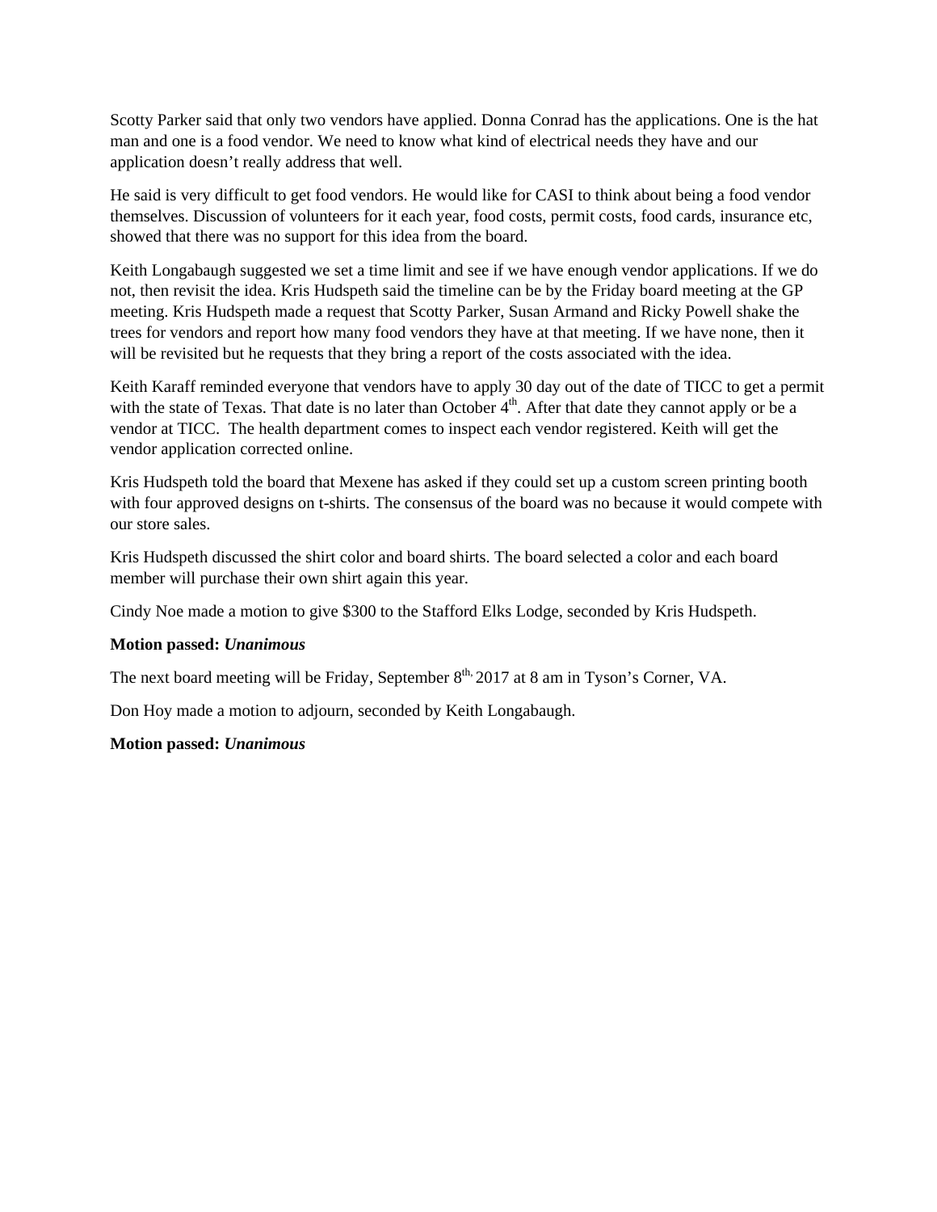Scotty Parker said that only two vendors have applied. Donna Conrad has the applications. One is the hat man and one is a food vendor. We need to know what kind of electrical needs they have and our application doesn't really address that well.

He said is very difficult to get food vendors. He would like for CASI to think about being a food vendor themselves. Discussion of volunteers for it each year, food costs, permit costs, food cards, insurance etc, showed that there was no support for this idea from the board.

Keith Longabaugh suggested we set a time limit and see if we have enough vendor applications. If we do not, then revisit the idea. Kris Hudspeth said the timeline can be by the Friday board meeting at the GP meeting. Kris Hudspeth made a request that Scotty Parker, Susan Armand and Ricky Powell shake the trees for vendors and report how many food vendors they have at that meeting. If we have none, then it will be revisited but he requests that they bring a report of the costs associated with the idea.

Keith Karaff reminded everyone that vendors have to apply 30 day out of the date of TICC to get a permit with the state of Texas. That date is no later than October 4th. After that date they cannot apply or be a vendor at TICC. The health department comes to inspect each vendor registered. Keith will get the vendor application corrected online.

Kris Hudspeth told the board that Mexene has asked if they could set up a custom screen printing booth with four approved designs on t-shirts. The consensus of the board was no because it would compete with our store sales.

Kris Hudspeth discussed the shirt color and board shirts. The board selected a color and each board member will purchase their own shirt again this year.

Cindy Noe made a motion to give $300 to the Stafford Elks Lodge, seconded by Kris Hudspeth.

**Motion passed:** ***Unanimous***

The next board meeting will be Friday, September 8th, 2017 at 8 am in Tyson's Corner, VA.

Don Hoy made a motion to adjourn, seconded by Keith Longabaugh.

**Motion passed:** ***Unanimous***